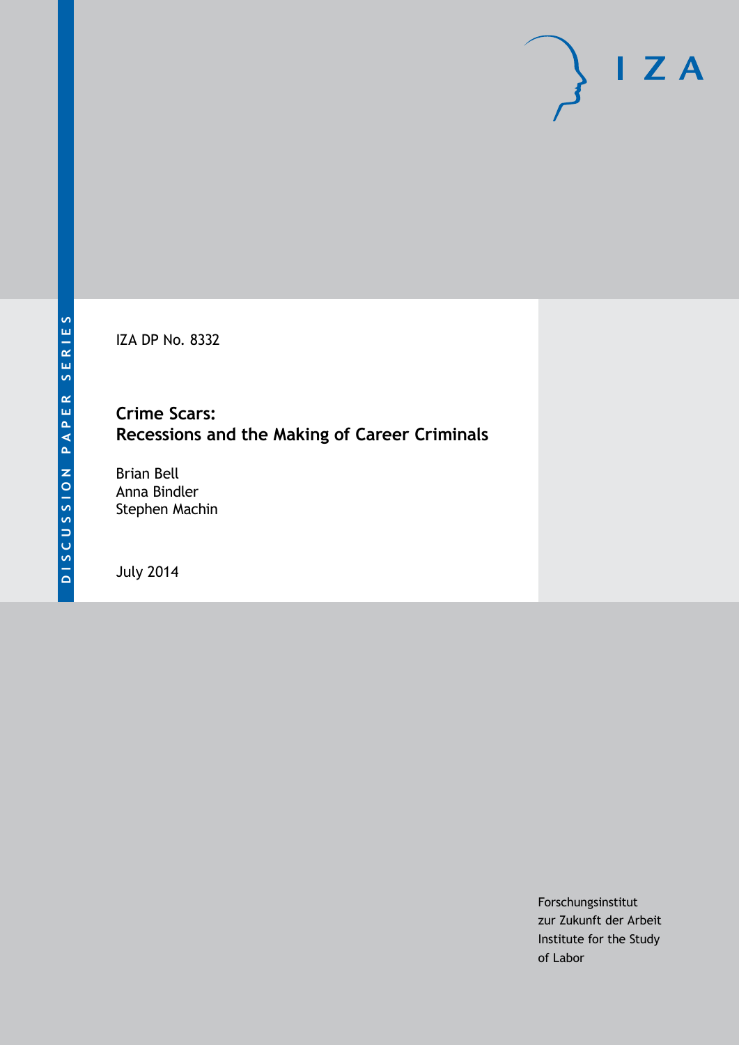DISCUSSION PAPER SERIES

IZA DP No. 8332

# Crime Scars: Recessions and the Making of Career Criminals

Brian Bell
Anna Bindler
Stephen Machin

July 2014

Forschungsinstitut
zur Zukunft der Arbeit
Institute for the Study
of Labor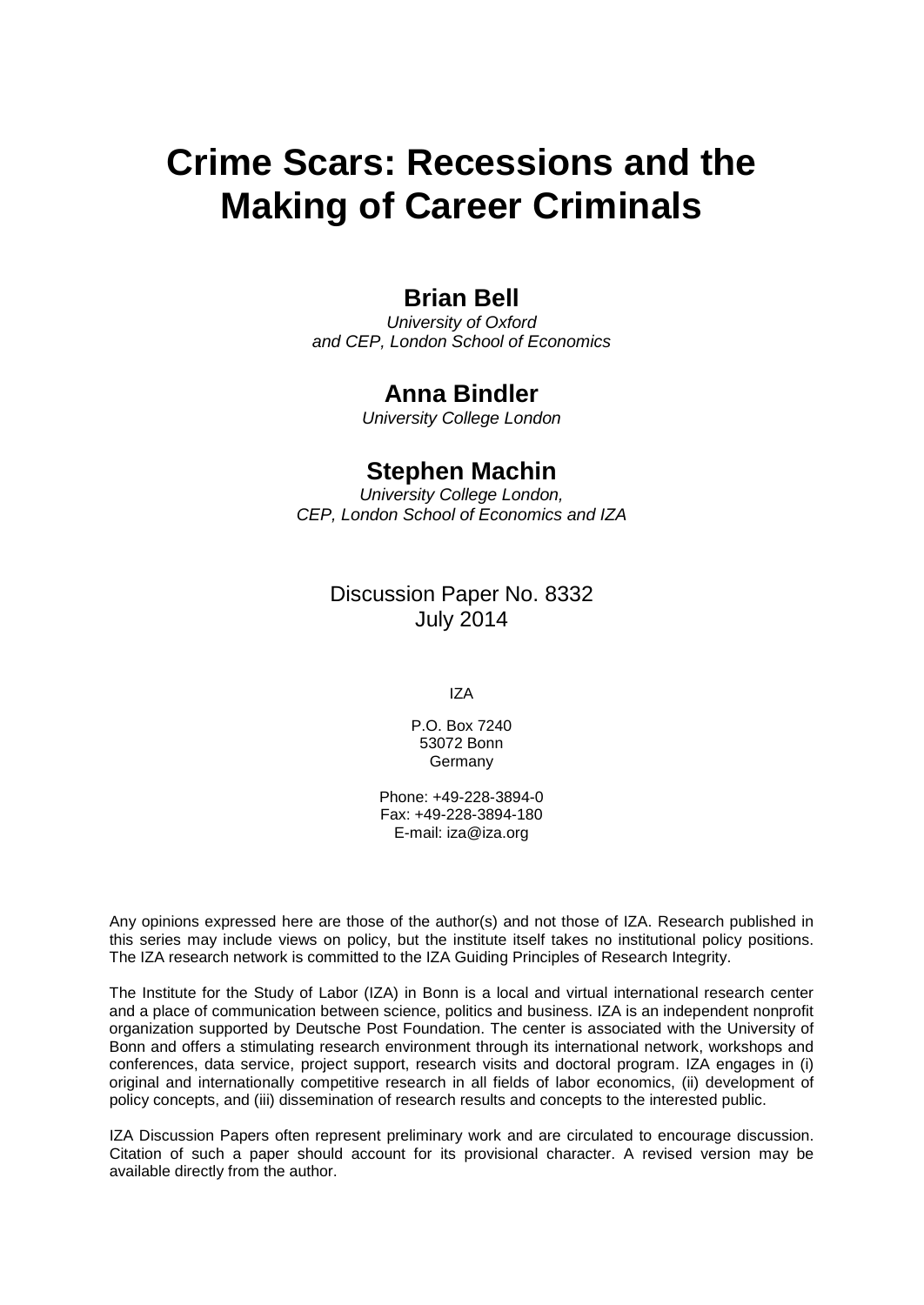# Crime Scars: Recessions and the Making of Career Criminals

**Brian Bell**

*University of Oxford and CEP, London School of Economics*

**Anna Bindler**

*University College London*

**Stephen Machin**

*University College London, CEP, London School of Economics and IZA*

Discussion Paper No. 8332
July 2014

IZA

P.O. Box 7240
53072 Bonn
Germany

Phone: +49-228-3894-0
Fax: +49-228-3894-180
E-mail: iza@iza.org

Any opinions expressed here are those of the author(s) and not those of IZA. Research published in this series may include views on policy, but the institute itself takes no institutional policy positions. The IZA research network is committed to the IZA Guiding Principles of Research Integrity.

The Institute for the Study of Labor (IZA) in Bonn is a local and virtual international research center and a place of communication between science, politics and business. IZA is an independent nonprofit organization supported by Deutsche Post Foundation. The center is associated with the University of Bonn and offers a stimulating research environment through its international network, workshops and conferences, data service, project support, research visits and doctoral program. IZA engages in (i) original and internationally competitive research in all fields of labor economics, (ii) development of policy concepts, and (iii) dissemination of research results and concepts to the interested public.

IZA Discussion Papers often represent preliminary work and are circulated to encourage discussion. Citation of such a paper should account for its provisional character. A revised version may be available directly from the author.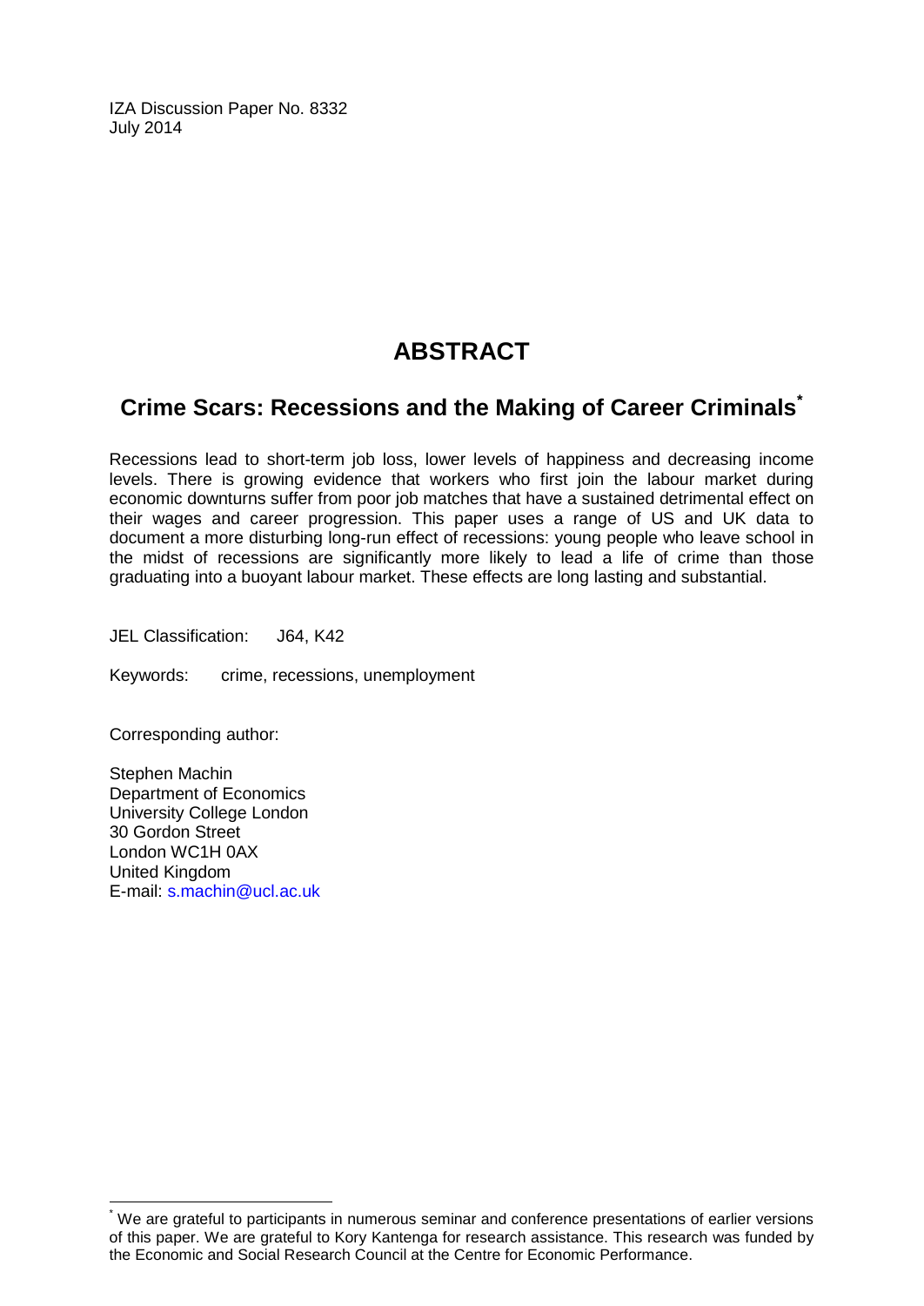IZA Discussion Paper No. 8332
July 2014

# ABSTRACT

## Crime Scars: Recessions and the Making of Career Criminals[*]

Recessions lead to short-term job loss, lower levels of happiness and decreasing income levels. There is growing evidence that workers who first join the labour market during economic downturns suffer from poor job matches that have a sustained detrimental effect on their wages and career progression. This paper uses a range of US and UK data to document a more disturbing long-run effect of recessions: young people who leave school in the midst of recessions are significantly more likely to lead a life of crime than those graduating into a buoyant labour market. These effects are long lasting and substantial.

JEL Classification: J64, K42

Keywords: crime, recessions, unemployment

Corresponding author:

Stephen Machin
Department of Economics
University College London
30 Gordon Street
London WC1H 0AX
United Kingdom
E-mail: s.machin@ucl.ac.uk

[*] We are grateful to participants in numerous seminar and conference presentations of earlier versions of this paper. We are grateful to Kory Kantenga for research assistance. This research was funded by the Economic and Social Research Council at the Centre for Economic Performance.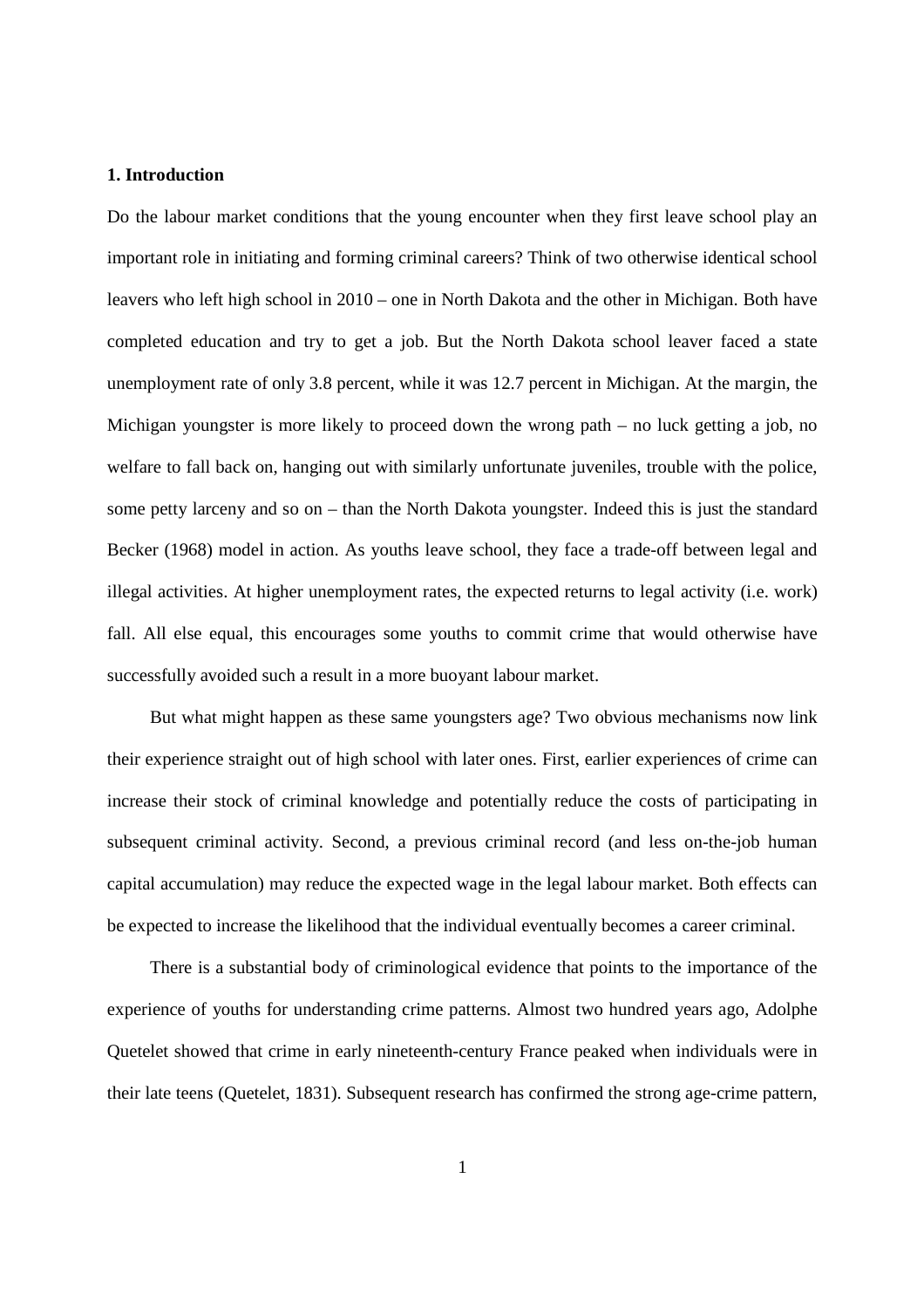## 1. Introduction

Do the labour market conditions that the young encounter when they first leave school play an important role in initiating and forming criminal careers? Think of two otherwise identical school leavers who left high school in 2010 – one in North Dakota and the other in Michigan. Both have completed education and try to get a job. But the North Dakota school leaver faced a state unemployment rate of only 3.8 percent, while it was 12.7 percent in Michigan. At the margin, the Michigan youngster is more likely to proceed down the wrong path – no luck getting a job, no welfare to fall back on, hanging out with similarly unfortunate juveniles, trouble with the police, some petty larceny and so on – than the North Dakota youngster. Indeed this is just the standard Becker (1968) model in action. As youths leave school, they face a trade-off between legal and illegal activities. At higher unemployment rates, the expected returns to legal activity (i.e. work) fall. All else equal, this encourages some youths to commit crime that would otherwise have successfully avoided such a result in a more buoyant labour market.

But what might happen as these same youngsters age? Two obvious mechanisms now link their experience straight out of high school with later ones. First, earlier experiences of crime can increase their stock of criminal knowledge and potentially reduce the costs of participating in subsequent criminal activity. Second, a previous criminal record (and less on-the-job human capital accumulation) may reduce the expected wage in the legal labour market. Both effects can be expected to increase the likelihood that the individual eventually becomes a career criminal.

There is a substantial body of criminological evidence that points to the importance of the experience of youths for understanding crime patterns. Almost two hundred years ago, Adolphe Quetelet showed that crime in early nineteenth-century France peaked when individuals were in their late teens (Quetelet, 1831). Subsequent research has confirmed the strong age-crime pattern,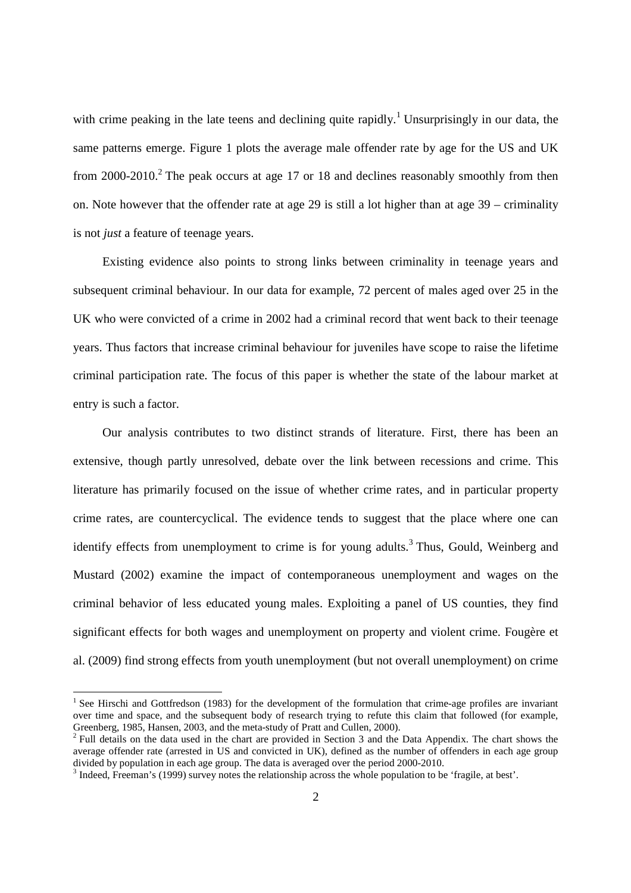with crime peaking in the late teens and declining quite rapidly.[1] Unsurprisingly in our data, the same patterns emerge. Figure 1 plots the average male offender rate by age for the US and UK from 2000-2010.[2] The peak occurs at age 17 or 18 and declines reasonably smoothly from then on. Note however that the offender rate at age 29 is still a lot higher than at age 39 – criminality is not *just* a feature of teenage years.

Existing evidence also points to strong links between criminality in teenage years and subsequent criminal behaviour. In our data for example, 72 percent of males aged over 25 in the UK who were convicted of a crime in 2002 had a criminal record that went back to their teenage years. Thus factors that increase criminal behaviour for juveniles have scope to raise the lifetime criminal participation rate. The focus of this paper is whether the state of the labour market at entry is such a factor.

Our analysis contributes to two distinct strands of literature. First, there has been an extensive, though partly unresolved, debate over the link between recessions and crime. This literature has primarily focused on the issue of whether crime rates, and in particular property crime rates, are countercyclical. The evidence tends to suggest that the place where one can identify effects from unemployment to crime is for young adults.[3] Thus, Gould, Weinberg and Mustard (2002) examine the impact of contemporaneous unemployment and wages on the criminal behavior of less educated young males. Exploiting a panel of US counties, they find significant effects for both wages and unemployment on property and violent crime. Fougère et al. (2009) find strong effects from youth unemployment (but not overall unemployment) on crime

---

[1] See Hirschi and Gottfredson (1983) for the development of the formulation that crime-age profiles are invariant over time and space, and the subsequent body of research trying to refute this claim that followed (for example, Greenberg, 1985, Hansen, 2003, and the meta-study of Pratt and Cullen, 2000).

[2] Full details on the data used in the chart are provided in Section 3 and the Data Appendix. The chart shows the average offender rate (arrested in US and convicted in UK), defined as the number of offenders in each age group divided by population in each age group. The data is averaged over the period 2000-2010.

[3] Indeed, Freeman's (1999) survey notes the relationship across the whole population to be 'fragile, at best'.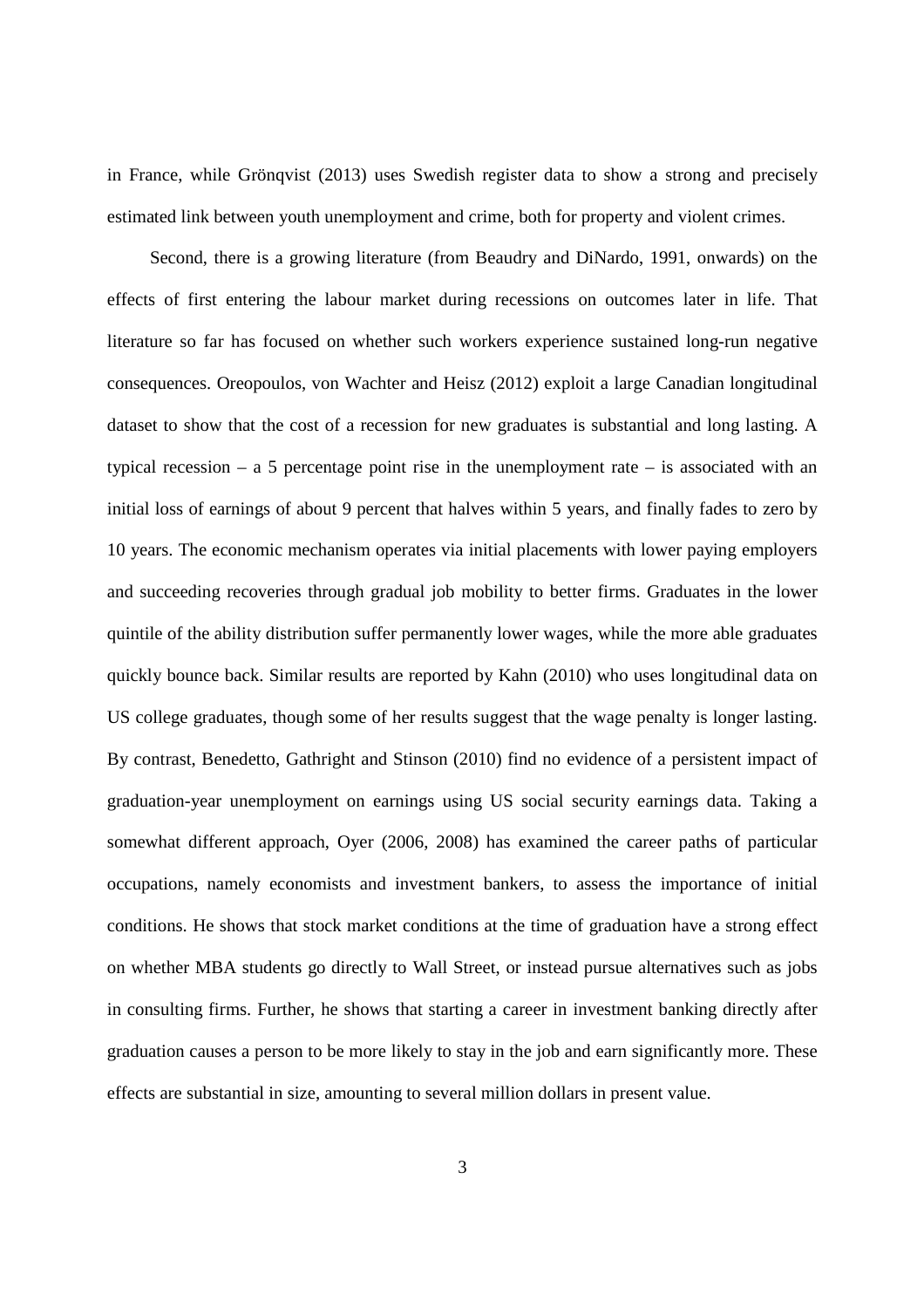in France, while Grönqvist (2013) uses Swedish register data to show a strong and precisely estimated link between youth unemployment and crime, both for property and violent crimes.

Second, there is a growing literature (from Beaudry and DiNardo, 1991, onwards) on the effects of first entering the labour market during recessions on outcomes later in life. That literature so far has focused on whether such workers experience sustained long-run negative consequences. Oreopoulos, von Wachter and Heisz (2012) exploit a large Canadian longitudinal dataset to show that the cost of a recession for new graduates is substantial and long lasting. A typical recession – a 5 percentage point rise in the unemployment rate – is associated with an initial loss of earnings of about 9 percent that halves within 5 years, and finally fades to zero by 10 years. The economic mechanism operates via initial placements with lower paying employers and succeeding recoveries through gradual job mobility to better firms. Graduates in the lower quintile of the ability distribution suffer permanently lower wages, while the more able graduates quickly bounce back. Similar results are reported by Kahn (2010) who uses longitudinal data on US college graduates, though some of her results suggest that the wage penalty is longer lasting. By contrast, Benedetto, Gathright and Stinson (2010) find no evidence of a persistent impact of graduation-year unemployment on earnings using US social security earnings data. Taking a somewhat different approach, Oyer (2006, 2008) has examined the career paths of particular occupations, namely economists and investment bankers, to assess the importance of initial conditions. He shows that stock market conditions at the time of graduation have a strong effect on whether MBA students go directly to Wall Street, or instead pursue alternatives such as jobs in consulting firms. Further, he shows that starting a career in investment banking directly after graduation causes a person to be more likely to stay in the job and earn significantly more. These effects are substantial in size, amounting to several million dollars in present value.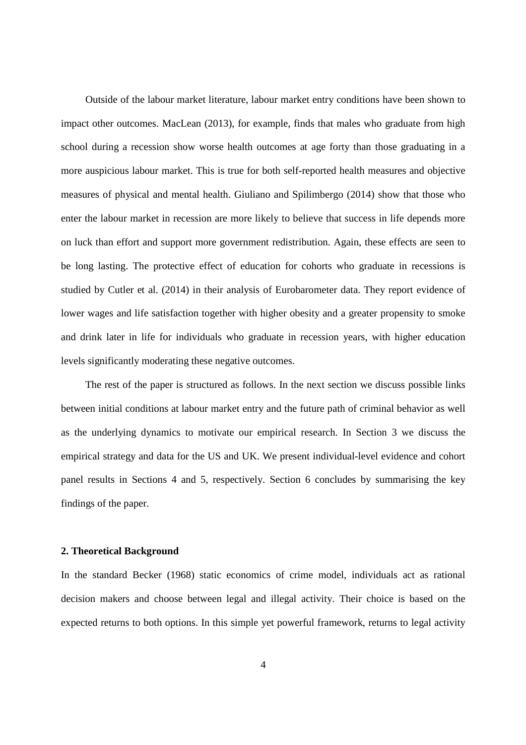Outside of the labour market literature, labour market entry conditions have been shown to impact other outcomes. MacLean (2013), for example, finds that males who graduate from high school during a recession show worse health outcomes at age forty than those graduating in a more auspicious labour market. This is true for both self-reported health measures and objective measures of physical and mental health. Giuliano and Spilimbergo (2014) show that those who enter the labour market in recession are more likely to believe that success in life depends more on luck than effort and support more government redistribution. Again, these effects are seen to be long lasting. The protective effect of education for cohorts who graduate in recessions is studied by Cutler et al. (2014) in their analysis of Eurobarometer data. They report evidence of lower wages and life satisfaction together with higher obesity and a greater propensity to smoke and drink later in life for individuals who graduate in recession years, with higher education levels significantly moderating these negative outcomes.

The rest of the paper is structured as follows. In the next section we discuss possible links between initial conditions at labour market entry and the future path of criminal behavior as well as the underlying dynamics to motivate our empirical research. In Section 3 we discuss the empirical strategy and data for the US and UK. We present individual-level evidence and cohort panel results in Sections 4 and 5, respectively. Section 6 concludes by summarising the key findings of the paper.

## 2. Theoretical Background

In the standard Becker (1968) static economics of crime model, individuals act as rational decision makers and choose between legal and illegal activity. Their choice is based on the expected returns to both options. In this simple yet powerful framework, returns to legal activity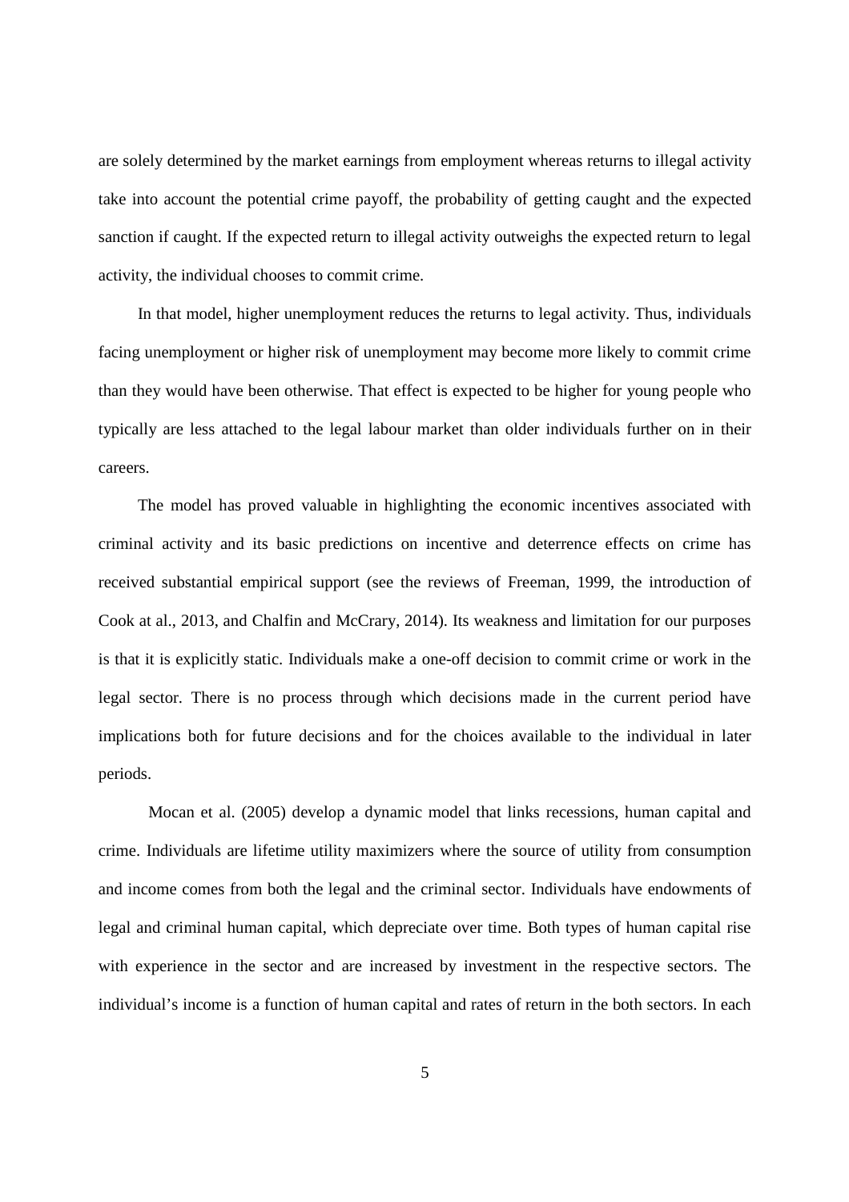are solely determined by the market earnings from employment whereas returns to illegal activity take into account the potential crime payoff, the probability of getting caught and the expected sanction if caught. If the expected return to illegal activity outweighs the expected return to legal activity, the individual chooses to commit crime.

In that model, higher unemployment reduces the returns to legal activity. Thus, individuals facing unemployment or higher risk of unemployment may become more likely to commit crime than they would have been otherwise. That effect is expected to be higher for young people who typically are less attached to the legal labour market than older individuals further on in their careers.

The model has proved valuable in highlighting the economic incentives associated with criminal activity and its basic predictions on incentive and deterrence effects on crime has received substantial empirical support (see the reviews of Freeman, 1999, the introduction of Cook at al., 2013, and Chalfin and McCrary, 2014). Its weakness and limitation for our purposes is that it is explicitly static. Individuals make a one-off decision to commit crime or work in the legal sector. There is no process through which decisions made in the current period have implications both for future decisions and for the choices available to the individual in later periods.

Mocan et al. (2005) develop a dynamic model that links recessions, human capital and crime. Individuals are lifetime utility maximizers where the source of utility from consumption and income comes from both the legal and the criminal sector. Individuals have endowments of legal and criminal human capital, which depreciate over time. Both types of human capital rise with experience in the sector and are increased by investment in the respective sectors. The individual's income is a function of human capital and rates of return in the both sectors. In each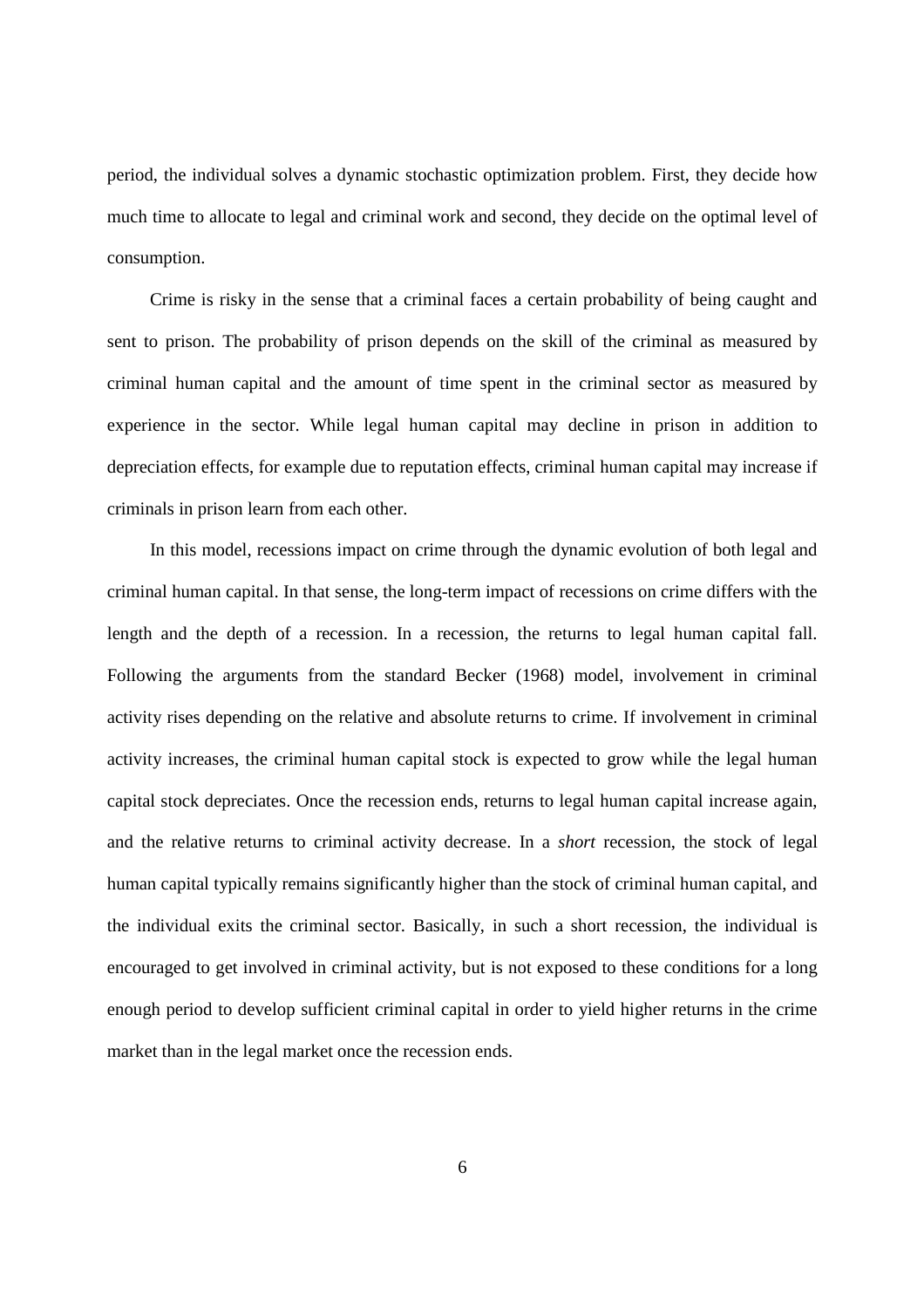period, the individual solves a dynamic stochastic optimization problem. First, they decide how much time to allocate to legal and criminal work and second, they decide on the optimal level of consumption.

Crime is risky in the sense that a criminal faces a certain probability of being caught and sent to prison. The probability of prison depends on the skill of the criminal as measured by criminal human capital and the amount of time spent in the criminal sector as measured by experience in the sector. While legal human capital may decline in prison in addition to depreciation effects, for example due to reputation effects, criminal human capital may increase if criminals in prison learn from each other.

In this model, recessions impact on crime through the dynamic evolution of both legal and criminal human capital. In that sense, the long-term impact of recessions on crime differs with the length and the depth of a recession. In a recession, the returns to legal human capital fall. Following the arguments from the standard Becker (1968) model, involvement in criminal activity rises depending on the relative and absolute returns to crime. If involvement in criminal activity increases, the criminal human capital stock is expected to grow while the legal human capital stock depreciates. Once the recession ends, returns to legal human capital increase again, and the relative returns to criminal activity decrease. In a *short* recession, the stock of legal human capital typically remains significantly higher than the stock of criminal human capital, and the individual exits the criminal sector. Basically, in such a short recession, the individual is encouraged to get involved in criminal activity, but is not exposed to these conditions for a long enough period to develop sufficient criminal capital in order to yield higher returns in the crime market than in the legal market once the recession ends.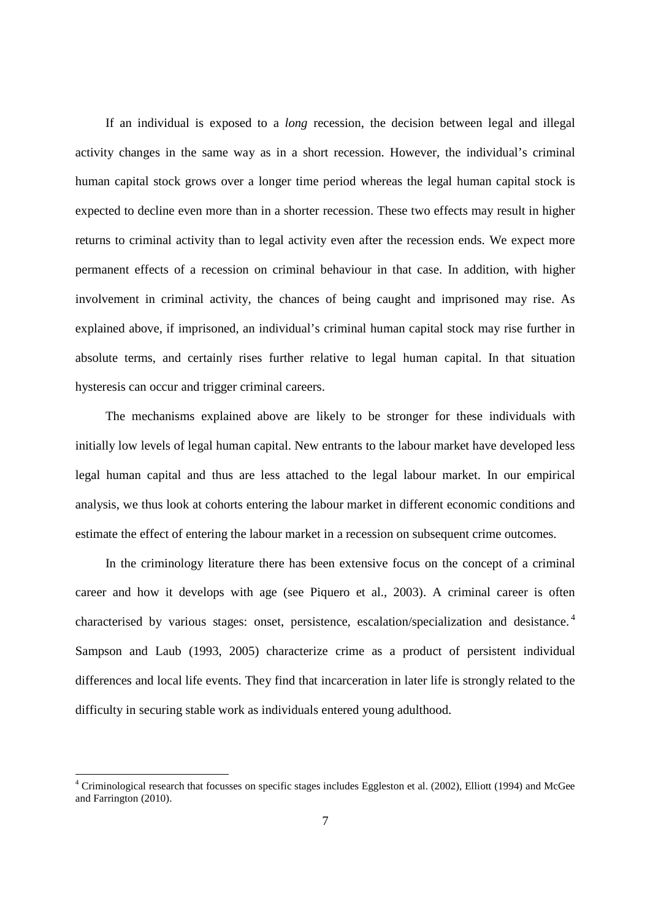If an individual is exposed to a *long* recession, the decision between legal and illegal activity changes in the same way as in a short recession. However, the individual's criminal human capital stock grows over a longer time period whereas the legal human capital stock is expected to decline even more than in a shorter recession. These two effects may result in higher returns to criminal activity than to legal activity even after the recession ends. We expect more permanent effects of a recession on criminal behaviour in that case. In addition, with higher involvement in criminal activity, the chances of being caught and imprisoned may rise. As explained above, if imprisoned, an individual's criminal human capital stock may rise further in absolute terms, and certainly rises further relative to legal human capital. In that situation hysteresis can occur and trigger criminal careers.

The mechanisms explained above are likely to be stronger for these individuals with initially low levels of legal human capital. New entrants to the labour market have developed less legal human capital and thus are less attached to the legal labour market. In our empirical analysis, we thus look at cohorts entering the labour market in different economic conditions and estimate the effect of entering the labour market in a recession on subsequent crime outcomes.

In the criminology literature there has been extensive focus on the concept of a criminal career and how it develops with age (see Piquero et al., 2003). A criminal career is often characterised by various stages: onset, persistence, escalation/specialization and desistance.[4] Sampson and Laub (1993, 2005) characterize crime as a product of persistent individual differences and local life events. They find that incarceration in later life is strongly related to the difficulty in securing stable work as individuals entered young adulthood.

---

[4] Criminological research that focusses on specific stages includes Eggleston et al. (2002), Elliott (1994) and McGee and Farrington (2010).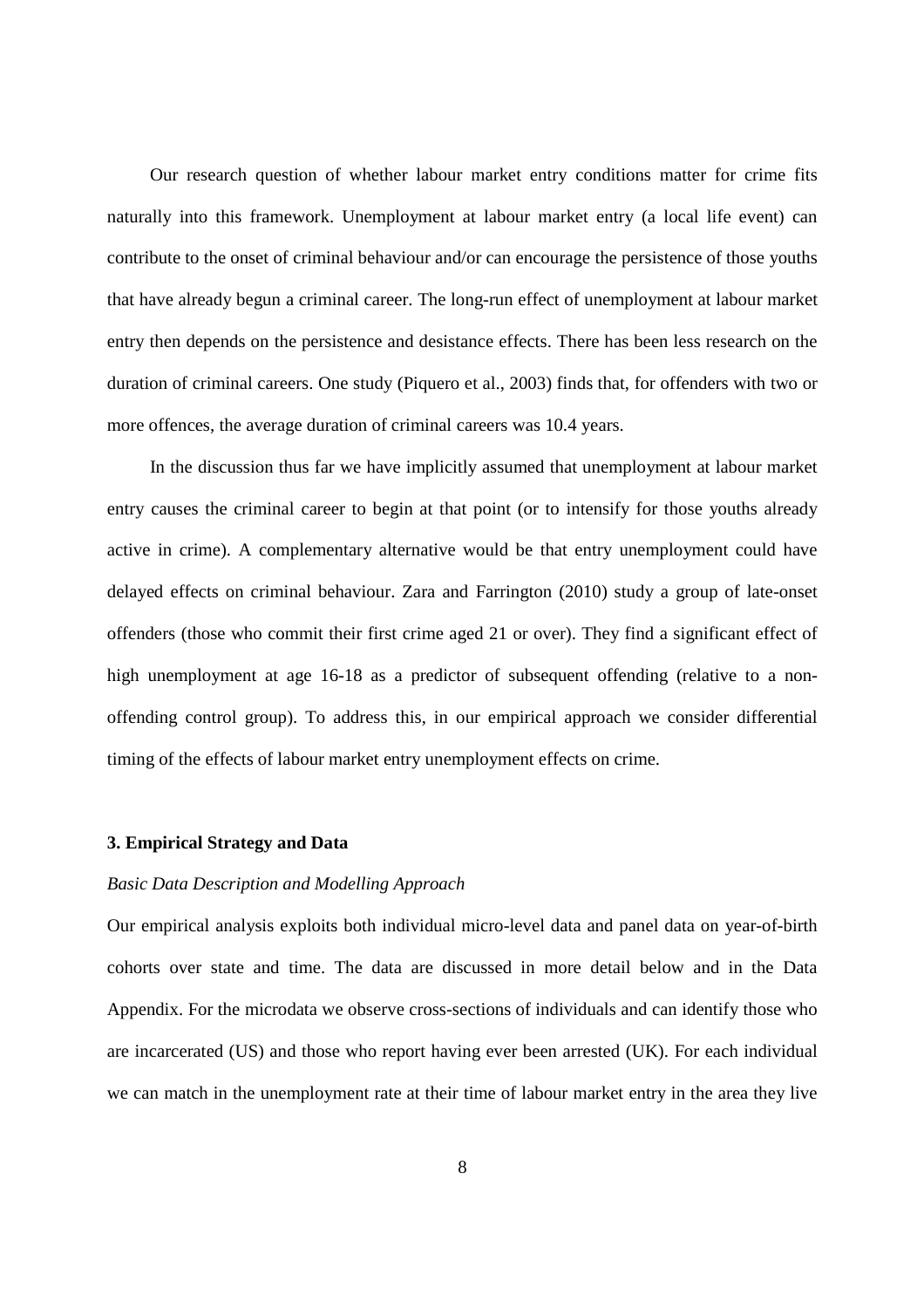Our research question of whether labour market entry conditions matter for crime fits naturally into this framework. Unemployment at labour market entry (a local life event) can contribute to the onset of criminal behaviour and/or can encourage the persistence of those youths that have already begun a criminal career. The long-run effect of unemployment at labour market entry then depends on the persistence and desistance effects. There has been less research on the duration of criminal careers. One study (Piquero et al., 2003) finds that, for offenders with two or more offences, the average duration of criminal careers was 10.4 years.

In the discussion thus far we have implicitly assumed that unemployment at labour market entry causes the criminal career to begin at that point (or to intensify for those youths already active in crime). A complementary alternative would be that entry unemployment could have delayed effects on criminal behaviour. Zara and Farrington (2010) study a group of late-onset offenders (those who commit their first crime aged 21 or over). They find a significant effect of high unemployment at age 16-18 as a predictor of subsequent offending (relative to a non-offending control group). To address this, in our empirical approach we consider differential timing of the effects of labour market entry unemployment effects on crime.

## 3. Empirical Strategy and Data

### *Basic Data Description and Modelling Approach*

Our empirical analysis exploits both individual micro-level data and panel data on year-of-birth cohorts over state and time. The data are discussed in more detail below and in the Data Appendix. For the microdata we observe cross-sections of individuals and can identify those who are incarcerated (US) and those who report having ever been arrested (UK). For each individual we can match in the unemployment rate at their time of labour market entry in the area they live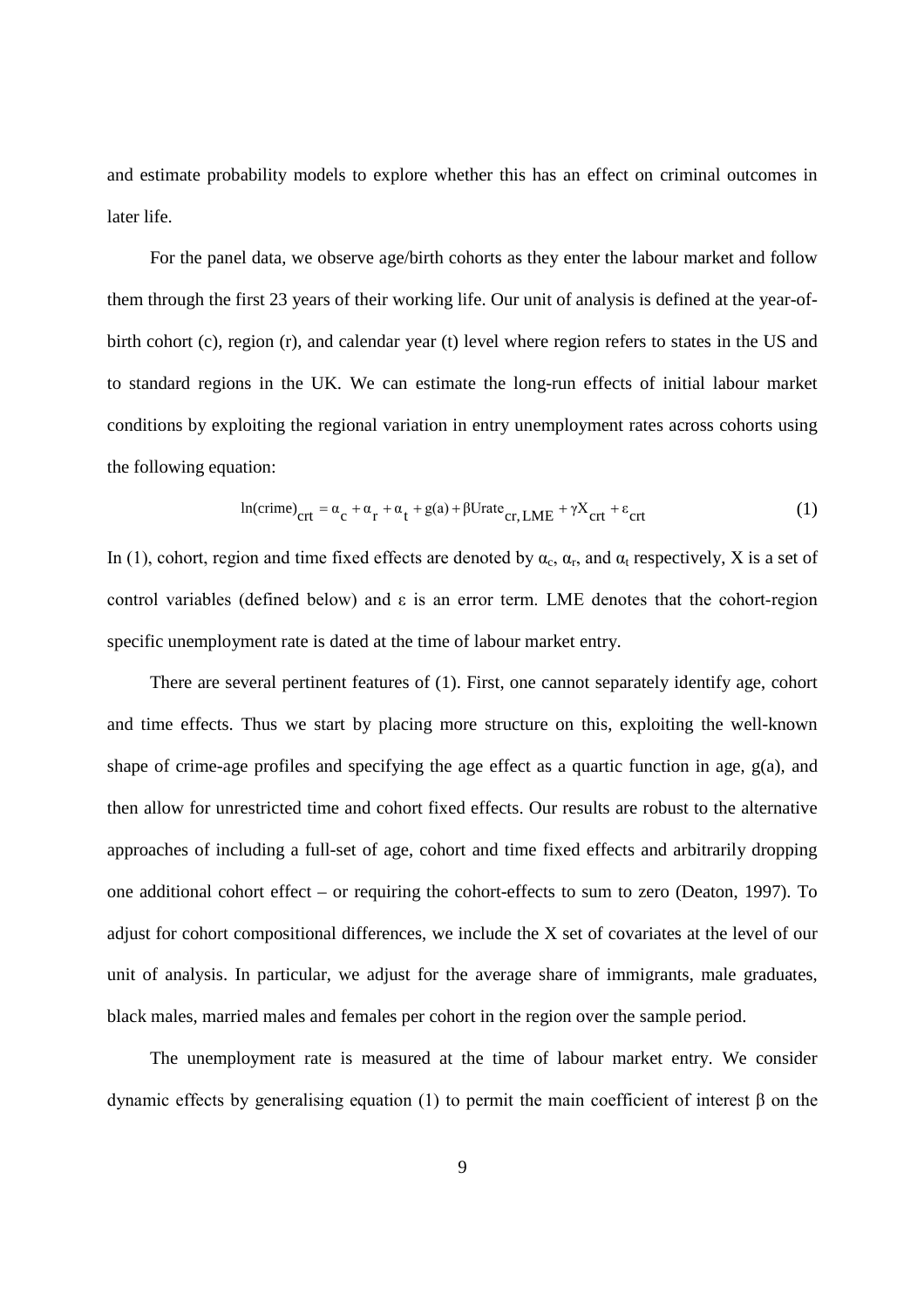and estimate probability models to explore whether this has an effect on criminal outcomes in later life.

For the panel data, we observe age/birth cohorts as they enter the labour market and follow them through the first 23 years of their working life. Our unit of analysis is defined at the year-of-birth cohort (c), region (r), and calendar year (t) level where region refers to states in the US and to standard regions in the UK. We can estimate the long-run effects of initial labour market conditions by exploiting the regional variation in entry unemployment rates across cohorts using the following equation:

$$\ln(\text{crime})_{crt} = \alpha_c + \alpha_r + \alpha_t + g(a) + \beta \text{Urate}_{cr,\text{LME}} + \gamma X_{crt} + \varepsilon_{crt} \tag{1}$$

In (1), cohort, region and time fixed effects are denoted by $\alpha_c$, $\alpha_r$, and $\alpha_t$ respectively, X is a set of control variables (defined below) and $\varepsilon$ is an error term. LME denotes that the cohort-region specific unemployment rate is dated at the time of labour market entry.

There are several pertinent features of (1). First, one cannot separately identify age, cohort and time effects. Thus we start by placing more structure on this, exploiting the well-known shape of crime-age profiles and specifying the age effect as a quartic function in age, g(a), and then allow for unrestricted time and cohort fixed effects. Our results are robust to the alternative approaches of including a full-set of age, cohort and time fixed effects and arbitrarily dropping one additional cohort effect – or requiring the cohort-effects to sum to zero (Deaton, 1997). To adjust for cohort compositional differences, we include the X set of covariates at the level of our unit of analysis. In particular, we adjust for the average share of immigrants, male graduates, black males, married males and females per cohort in the region over the sample period.

The unemployment rate is measured at the time of labour market entry. We consider dynamic effects by generalising equation (1) to permit the main coefficient of interest $\beta$ on the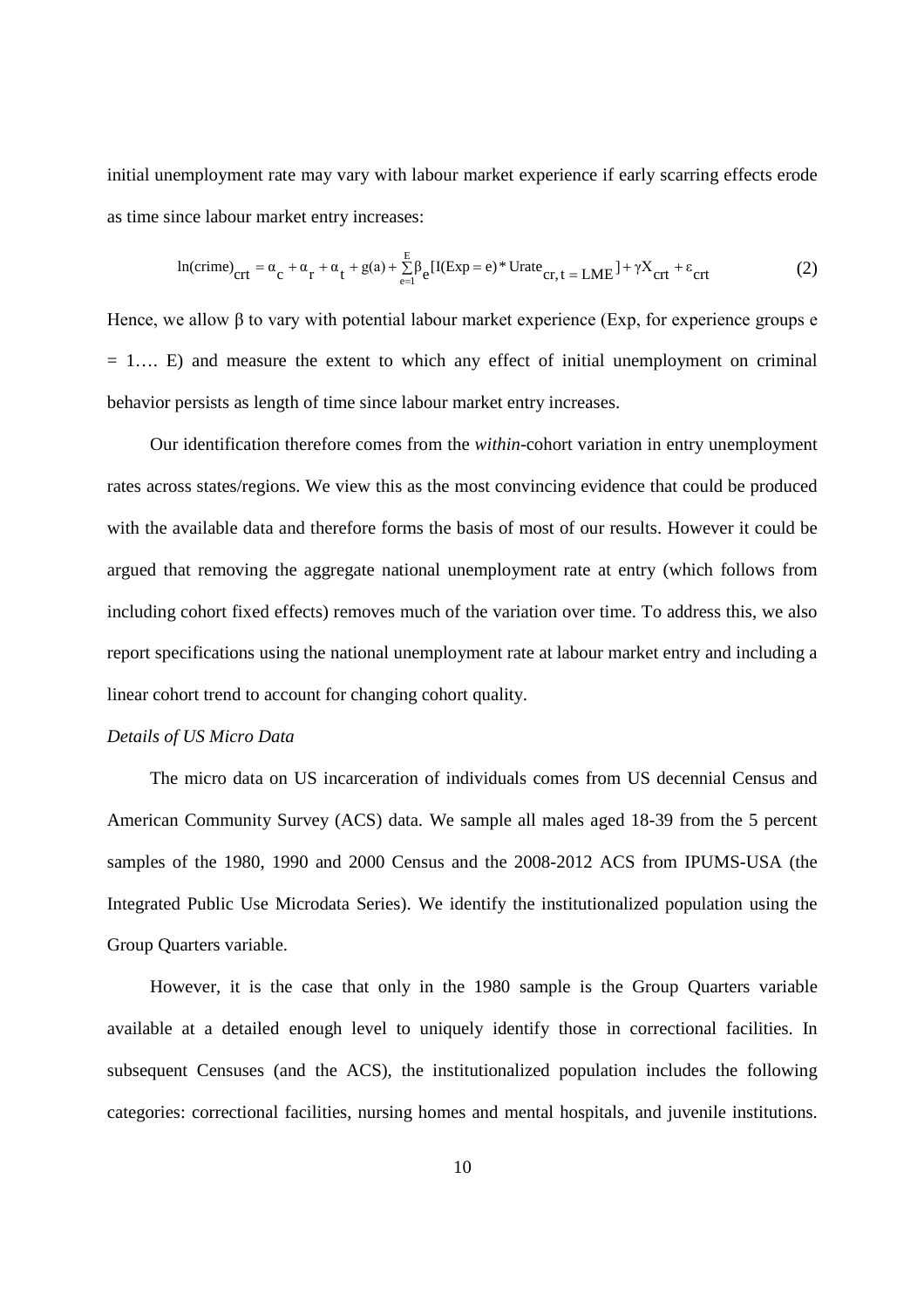initial unemployment rate may vary with labour market experience if early scarring effects erode as time since labour market entry increases:

$$\ln(\text{crime})_{crt} = \alpha_c + \alpha_r + \alpha_t + g(a) + \sum_{e=1}^{E} \beta_e [I(\text{Exp} = e) * \text{Urate}_{cr,\, t\, =\, \text{LME}}] + \gamma X_{crt} + \varepsilon_{crt} \tag{2}$$

Hence, we allow β to vary with potential labour market experience (Exp, for experience groups e = 1…. E) and measure the extent to which any effect of initial unemployment on criminal behavior persists as length of time since labour market entry increases.

Our identification therefore comes from the *within*-cohort variation in entry unemployment rates across states/regions. We view this as the most convincing evidence that could be produced with the available data and therefore forms the basis of most of our results. However it could be argued that removing the aggregate national unemployment rate at entry (which follows from including cohort fixed effects) removes much of the variation over time. To address this, we also report specifications using the national unemployment rate at labour market entry and including a linear cohort trend to account for changing cohort quality.

*Details of US Micro Data*

The micro data on US incarceration of individuals comes from US decennial Census and American Community Survey (ACS) data. We sample all males aged 18-39 from the 5 percent samples of the 1980, 1990 and 2000 Census and the 2008-2012 ACS from IPUMS-USA (the Integrated Public Use Microdata Series). We identify the institutionalized population using the Group Quarters variable.

However, it is the case that only in the 1980 sample is the Group Quarters variable available at a detailed enough level to uniquely identify those in correctional facilities. In subsequent Censuses (and the ACS), the institutionalized population includes the following categories: correctional facilities, nursing homes and mental hospitals, and juvenile institutions.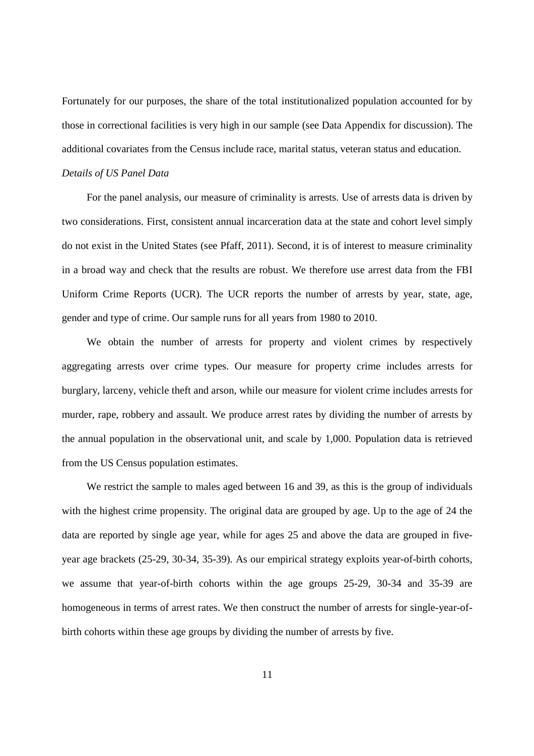Fortunately for our purposes, the share of the total institutionalized population accounted for by those in correctional facilities is very high in our sample (see Data Appendix for discussion). The additional covariates from the Census include race, marital status, veteran status and education.

*Details of US Panel Data*

For the panel analysis, our measure of criminality is arrests. Use of arrests data is driven by two considerations. First, consistent annual incarceration data at the state and cohort level simply do not exist in the United States (see Pfaff, 2011). Second, it is of interest to measure criminality in a broad way and check that the results are robust. We therefore use arrest data from the FBI Uniform Crime Reports (UCR). The UCR reports the number of arrests by year, state, age, gender and type of crime. Our sample runs for all years from 1980 to 2010.

We obtain the number of arrests for property and violent crimes by respectively aggregating arrests over crime types. Our measure for property crime includes arrests for burglary, larceny, vehicle theft and arson, while our measure for violent crime includes arrests for murder, rape, robbery and assault. We produce arrest rates by dividing the number of arrests by the annual population in the observational unit, and scale by 1,000. Population data is retrieved from the US Census population estimates.

We restrict the sample to males aged between 16 and 39, as this is the group of individuals with the highest crime propensity. The original data are grouped by age. Up to the age of 24 the data are reported by single age year, while for ages 25 and above the data are grouped in five-year age brackets (25-29, 30-34, 35-39). As our empirical strategy exploits year-of-birth cohorts, we assume that year-of-birth cohorts within the age groups 25-29, 30-34 and 35-39 are homogeneous in terms of arrest rates. We then construct the number of arrests for single-year-of-birth cohorts within these age groups by dividing the number of arrests by five.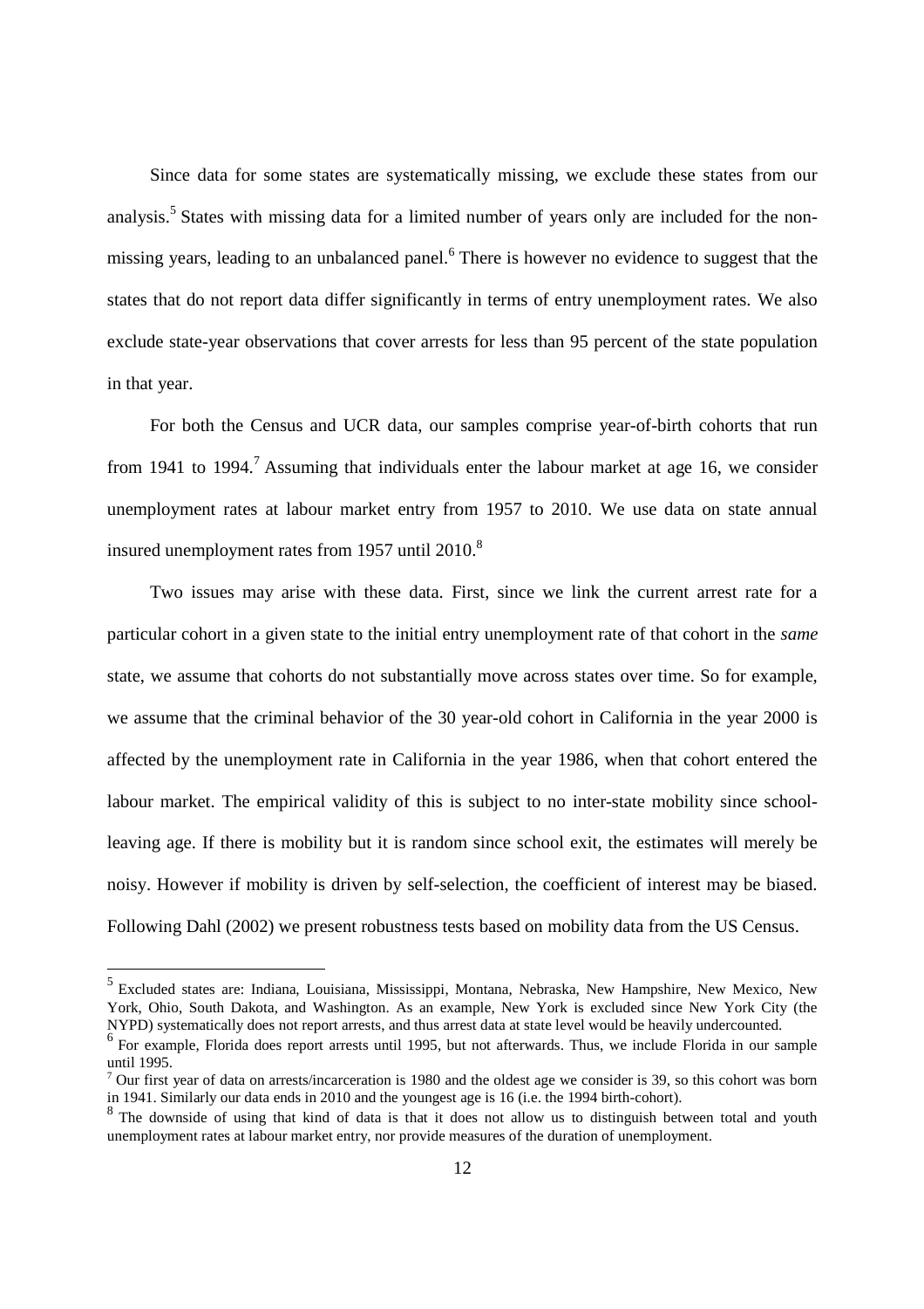Since data for some states are systematically missing, we exclude these states from our analysis.[5] States with missing data for a limited number of years only are included for the non-missing years, leading to an unbalanced panel.[6] There is however no evidence to suggest that the states that do not report data differ significantly in terms of entry unemployment rates. We also exclude state-year observations that cover arrests for less than 95 percent of the state population in that year.

For both the Census and UCR data, our samples comprise year-of-birth cohorts that run from 1941 to 1994.[7] Assuming that individuals enter the labour market at age 16, we consider unemployment rates at labour market entry from 1957 to 2010. We use data on state annual insured unemployment rates from 1957 until 2010.[8]

Two issues may arise with these data. First, since we link the current arrest rate for a particular cohort in a given state to the initial entry unemployment rate of that cohort in the *same* state, we assume that cohorts do not substantially move across states over time. So for example, we assume that the criminal behavior of the 30 year-old cohort in California in the year 2000 is affected by the unemployment rate in California in the year 1986, when that cohort entered the labour market. The empirical validity of this is subject to no inter-state mobility since school-leaving age. If there is mobility but it is random since school exit, the estimates will merely be noisy. However if mobility is driven by self-selection, the coefficient of interest may be biased. Following Dahl (2002) we present robustness tests based on mobility data from the US Census.

[5] Excluded states are: Indiana, Louisiana, Mississippi, Montana, Nebraska, New Hampshire, New Mexico, New York, Ohio, South Dakota, and Washington. As an example, New York is excluded since New York City (the NYPD) systematically does not report arrests, and thus arrest data at state level would be heavily undercounted.

[6] For example, Florida does report arrests until 1995, but not afterwards. Thus, we include Florida in our sample until 1995.

[7] Our first year of data on arrests/incarceration is 1980 and the oldest age we consider is 39, so this cohort was born in 1941. Similarly our data ends in 2010 and the youngest age is 16 (i.e. the 1994 birth-cohort).

[8] The downside of using that kind of data is that it does not allow us to distinguish between total and youth unemployment rates at labour market entry, nor provide measures of the duration of unemployment.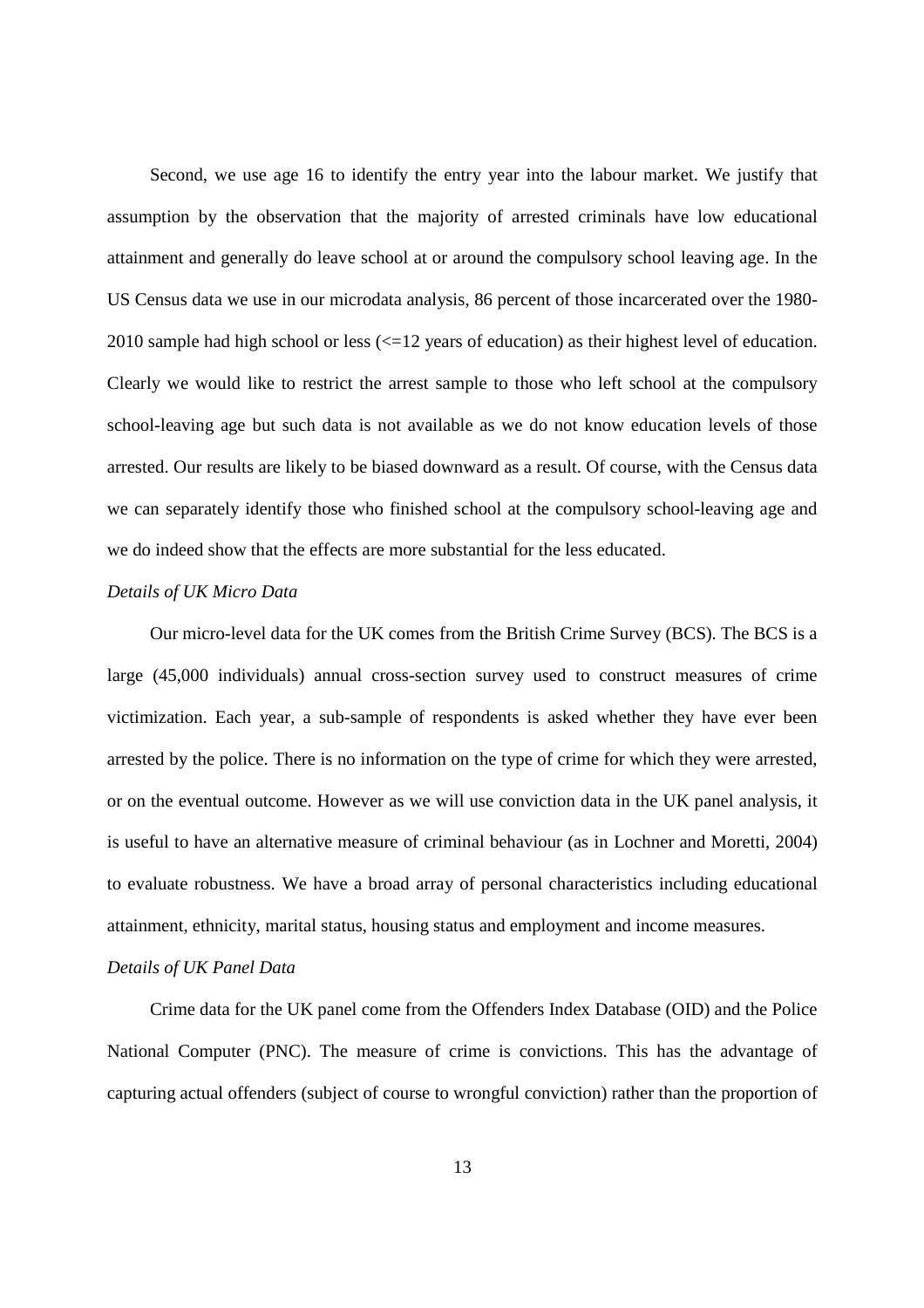Second, we use age 16 to identify the entry year into the labour market. We justify that assumption by the observation that the majority of arrested criminals have low educational attainment and generally do leave school at or around the compulsory school leaving age. In the US Census data we use in our microdata analysis, 86 percent of those incarcerated over the 1980-2010 sample had high school or less (<=12 years of education) as their highest level of education. Clearly we would like to restrict the arrest sample to those who left school at the compulsory school-leaving age but such data is not available as we do not know education levels of those arrested. Our results are likely to be biased downward as a result. Of course, with the Census data we can separately identify those who finished school at the compulsory school-leaving age and we do indeed show that the effects are more substantial for the less educated.

*Details of UK Micro Data*

Our micro-level data for the UK comes from the British Crime Survey (BCS). The BCS is a large (45,000 individuals) annual cross-section survey used to construct measures of crime victimization. Each year, a sub-sample of respondents is asked whether they have ever been arrested by the police. There is no information on the type of crime for which they were arrested, or on the eventual outcome. However as we will use conviction data in the UK panel analysis, it is useful to have an alternative measure of criminal behaviour (as in Lochner and Moretti, 2004) to evaluate robustness. We have a broad array of personal characteristics including educational attainment, ethnicity, marital status, housing status and employment and income measures.

*Details of UK Panel Data*

Crime data for the UK panel come from the Offenders Index Database (OID) and the Police National Computer (PNC). The measure of crime is convictions. This has the advantage of capturing actual offenders (subject of course to wrongful conviction) rather than the proportion of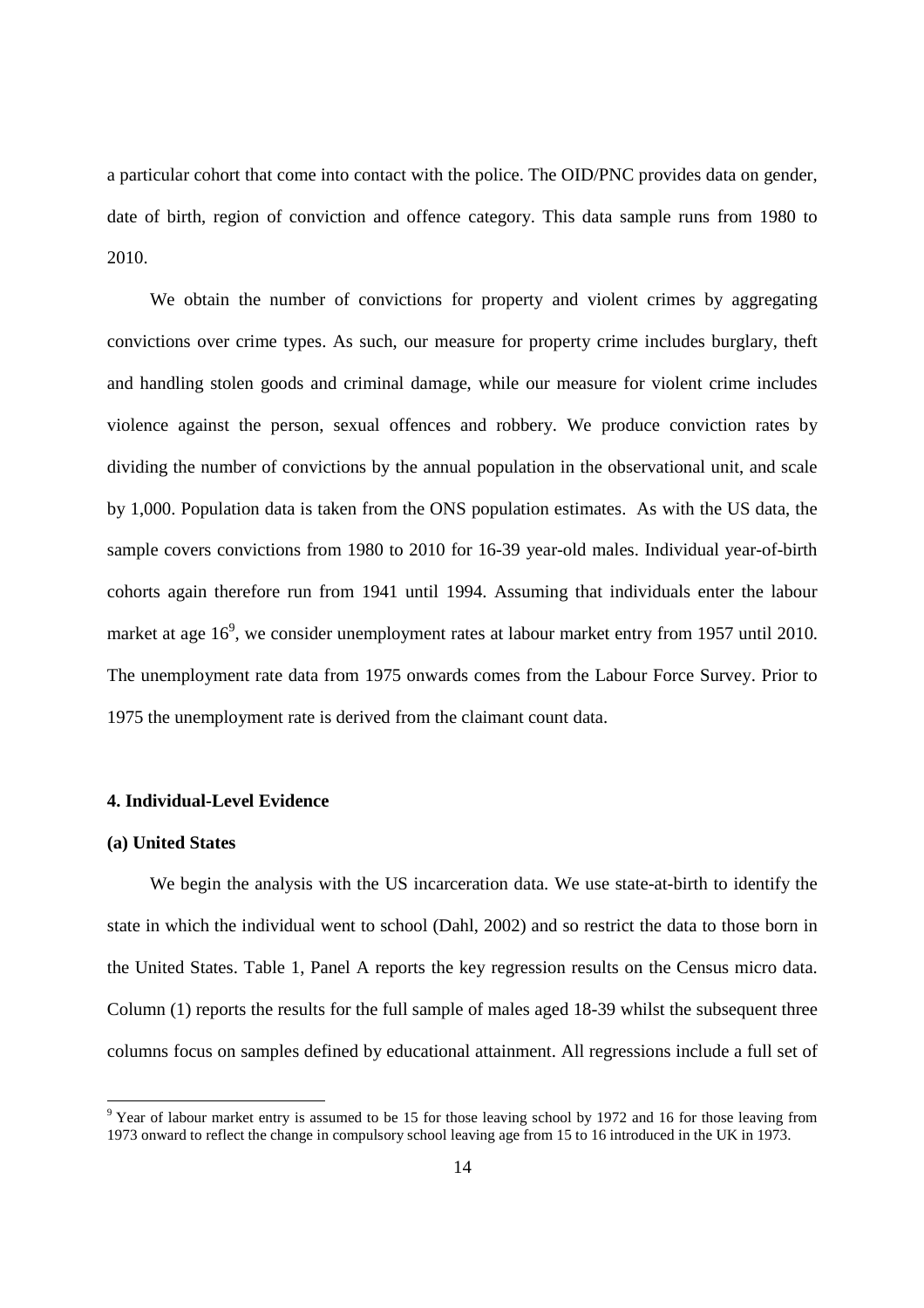a particular cohort that come into contact with the police. The OID/PNC provides data on gender, date of birth, region of conviction and offence category. This data sample runs from 1980 to 2010.

We obtain the number of convictions for property and violent crimes by aggregating convictions over crime types. As such, our measure for property crime includes burglary, theft and handling stolen goods and criminal damage, while our measure for violent crime includes violence against the person, sexual offences and robbery. We produce conviction rates by dividing the number of convictions by the annual population in the observational unit, and scale by 1,000. Population data is taken from the ONS population estimates. As with the US data, the sample covers convictions from 1980 to 2010 for 16-39 year-old males. Individual year-of-birth cohorts again therefore run from 1941 until 1994. Assuming that individuals enter the labour market at age 16[9], we consider unemployment rates at labour market entry from 1957 until 2010. The unemployment rate data from 1975 onwards comes from the Labour Force Survey. Prior to 1975 the unemployment rate is derived from the claimant count data.

## 4. Individual-Level Evidence

### (a) United States

We begin the analysis with the US incarceration data. We use state-at-birth to identify the state in which the individual went to school (Dahl, 2002) and so restrict the data to those born in the United States. Table 1, Panel A reports the key regression results on the Census micro data. Column (1) reports the results for the full sample of males aged 18-39 whilst the subsequent three columns focus on samples defined by educational attainment. All regressions include a full set of

---

[9] Year of labour market entry is assumed to be 15 for those leaving school by 1972 and 16 for those leaving from 1973 onward to reflect the change in compulsory school leaving age from 15 to 16 introduced in the UK in 1973.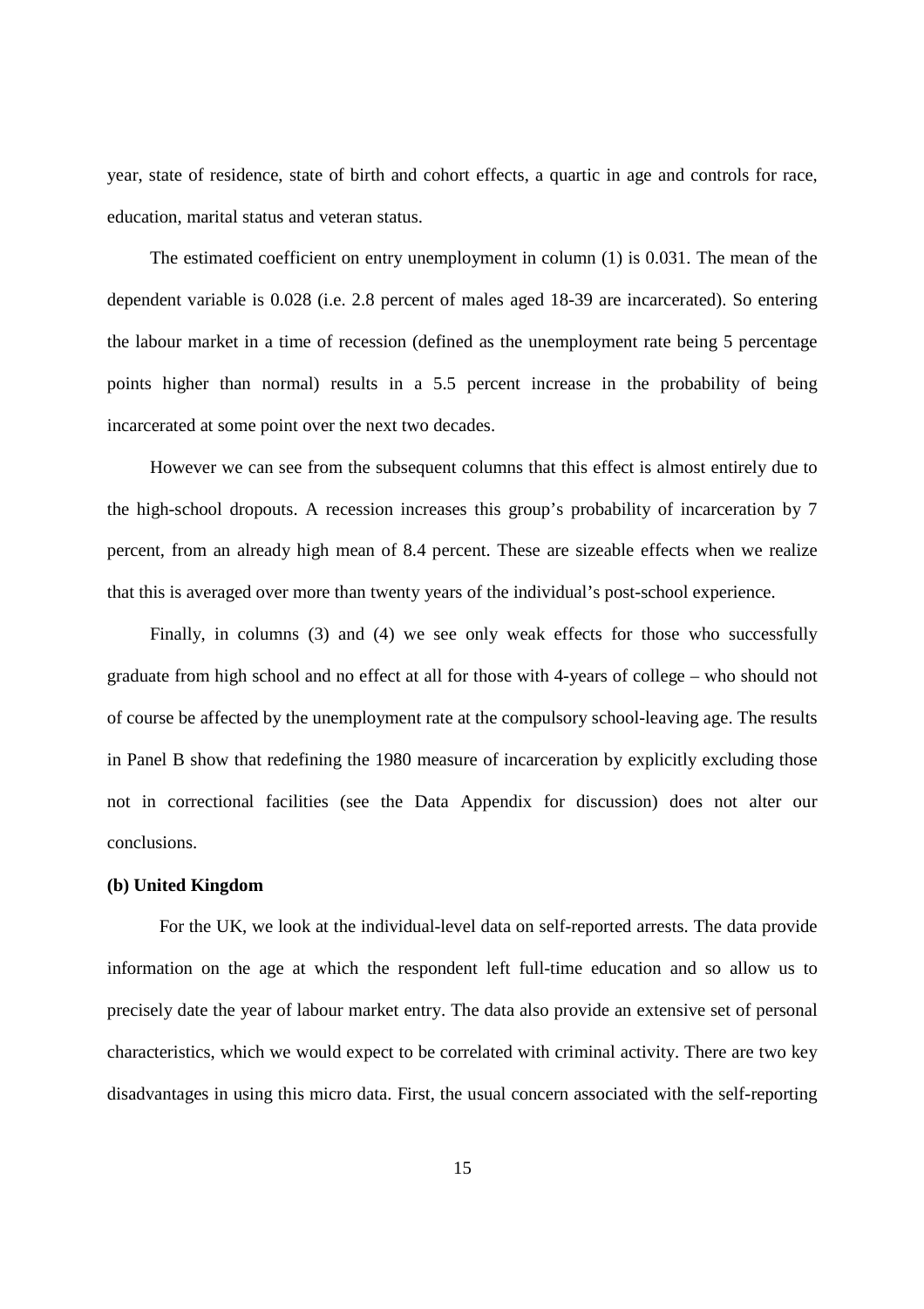year, state of residence, state of birth and cohort effects, a quartic in age and controls for race, education, marital status and veteran status.

The estimated coefficient on entry unemployment in column (1) is 0.031. The mean of the dependent variable is 0.028 (i.e. 2.8 percent of males aged 18-39 are incarcerated). So entering the labour market in a time of recession (defined as the unemployment rate being 5 percentage points higher than normal) results in a 5.5 percent increase in the probability of being incarcerated at some point over the next two decades.

However we can see from the subsequent columns that this effect is almost entirely due to the high-school dropouts. A recession increases this group's probability of incarceration by 7 percent, from an already high mean of 8.4 percent. These are sizeable effects when we realize that this is averaged over more than twenty years of the individual's post-school experience.

Finally, in columns (3) and (4) we see only weak effects for those who successfully graduate from high school and no effect at all for those with 4-years of college – who should not of course be affected by the unemployment rate at the compulsory school-leaving age. The results in Panel B show that redefining the 1980 measure of incarceration by explicitly excluding those not in correctional facilities (see the Data Appendix for discussion) does not alter our conclusions.

**(b) United Kingdom**

For the UK, we look at the individual-level data on self-reported arrests. The data provide information on the age at which the respondent left full-time education and so allow us to precisely date the year of labour market entry. The data also provide an extensive set of personal characteristics, which we would expect to be correlated with criminal activity. There are two key disadvantages in using this micro data. First, the usual concern associated with the self-reporting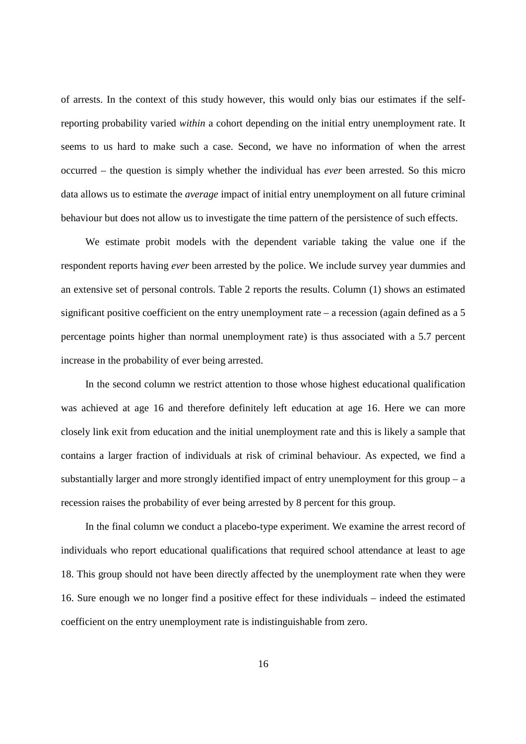of arrests. In the context of this study however, this would only bias our estimates if the self-reporting probability varied *within* a cohort depending on the initial entry unemployment rate. It seems to us hard to make such a case. Second, we have no information of when the arrest occurred – the question is simply whether the individual has *ever* been arrested. So this micro data allows us to estimate the *average* impact of initial entry unemployment on all future criminal behaviour but does not allow us to investigate the time pattern of the persistence of such effects.

We estimate probit models with the dependent variable taking the value one if the respondent reports having *ever* been arrested by the police. We include survey year dummies and an extensive set of personal controls. Table 2 reports the results. Column (1) shows an estimated significant positive coefficient on the entry unemployment rate – a recession (again defined as a 5 percentage points higher than normal unemployment rate) is thus associated with a 5.7 percent increase in the probability of ever being arrested.

In the second column we restrict attention to those whose highest educational qualification was achieved at age 16 and therefore definitely left education at age 16. Here we can more closely link exit from education and the initial unemployment rate and this is likely a sample that contains a larger fraction of individuals at risk of criminal behaviour. As expected, we find a substantially larger and more strongly identified impact of entry unemployment for this group – a recession raises the probability of ever being arrested by 8 percent for this group.

In the final column we conduct a placebo-type experiment. We examine the arrest record of individuals who report educational qualifications that required school attendance at least to age 18. This group should not have been directly affected by the unemployment rate when they were 16. Sure enough we no longer find a positive effect for these individuals – indeed the estimated coefficient on the entry unemployment rate is indistinguishable from zero.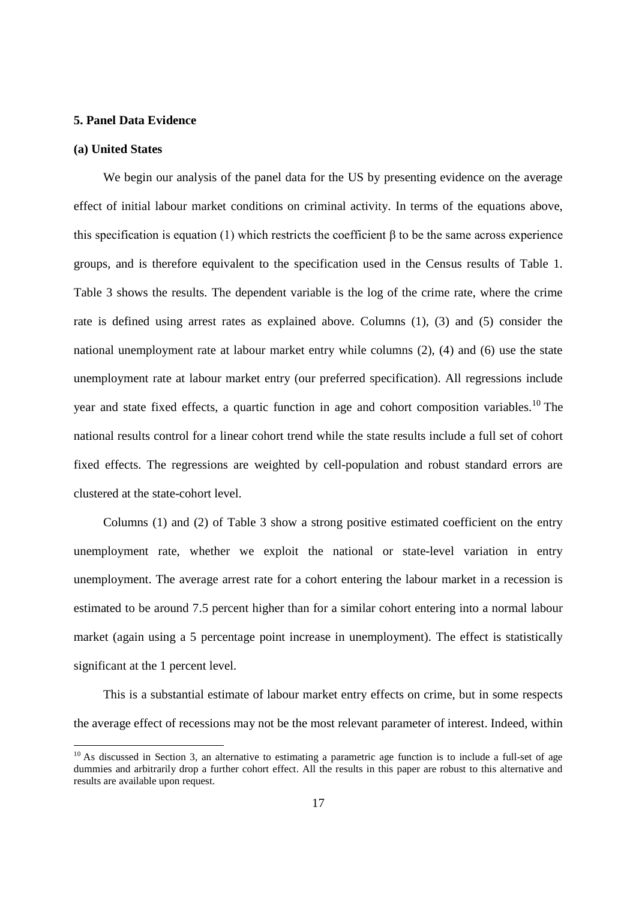## 5. Panel Data Evidence

### (a) United States

We begin our analysis of the panel data for the US by presenting evidence on the average effect of initial labour market conditions on criminal activity. In terms of the equations above, this specification is equation (1) which restricts the coefficient $\beta$ to be the same across experience groups, and is therefore equivalent to the specification used in the Census results of Table 1. Table 3 shows the results. The dependent variable is the log of the crime rate, where the crime rate is defined using arrest rates as explained above. Columns (1), (3) and (5) consider the national unemployment rate at labour market entry while columns (2), (4) and (6) use the state unemployment rate at labour market entry (our preferred specification). All regressions include year and state fixed effects, a quartic function in age and cohort composition variables.[10] The national results control for a linear cohort trend while the state results include a full set of cohort fixed effects. The regressions are weighted by cell-population and robust standard errors are clustered at the state-cohort level.

Columns (1) and (2) of Table 3 show a strong positive estimated coefficient on the entry unemployment rate, whether we exploit the national or state-level variation in entry unemployment. The average arrest rate for a cohort entering the labour market in a recession is estimated to be around 7.5 percent higher than for a similar cohort entering into a normal labour market (again using a 5 percentage point increase in unemployment). The effect is statistically significant at the 1 percent level.

This is a substantial estimate of labour market entry effects on crime, but in some respects the average effect of recessions may not be the most relevant parameter of interest. Indeed, within

[10] As discussed in Section 3, an alternative to estimating a parametric age function is to include a full-set of age dummies and arbitrarily drop a further cohort effect. All the results in this paper are robust to this alternative and results are available upon request.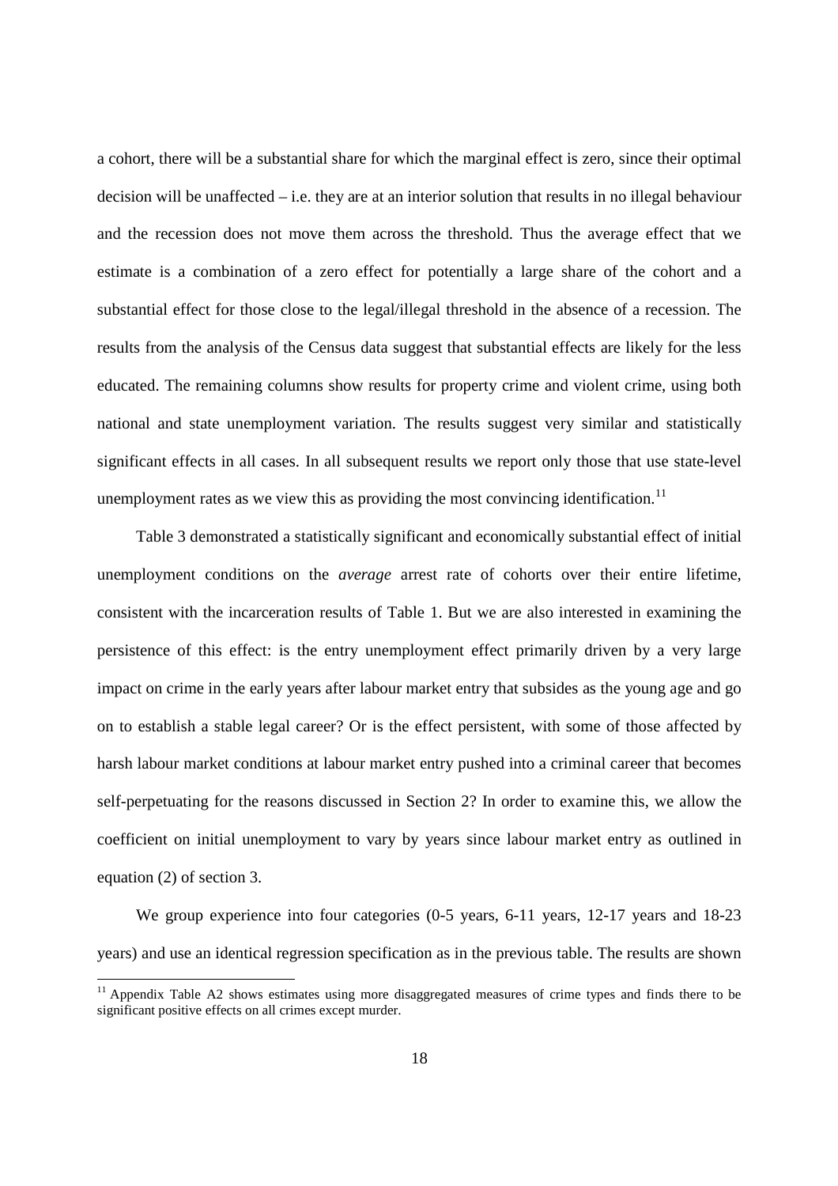a cohort, there will be a substantial share for which the marginal effect is zero, since their optimal decision will be unaffected – i.e. they are at an interior solution that results in no illegal behaviour and the recession does not move them across the threshold. Thus the average effect that we estimate is a combination of a zero effect for potentially a large share of the cohort and a substantial effect for those close to the legal/illegal threshold in the absence of a recession. The results from the analysis of the Census data suggest that substantial effects are likely for the less educated. The remaining columns show results for property crime and violent crime, using both national and state unemployment variation. The results suggest very similar and statistically significant effects in all cases. In all subsequent results we report only those that use state-level unemployment rates as we view this as providing the most convincing identification.[11]

Table 3 demonstrated a statistically significant and economically substantial effect of initial unemployment conditions on the *average* arrest rate of cohorts over their entire lifetime, consistent with the incarceration results of Table 1. But we are also interested in examining the persistence of this effect: is the entry unemployment effect primarily driven by a very large impact on crime in the early years after labour market entry that subsides as the young age and go on to establish a stable legal career? Or is the effect persistent, with some of those affected by harsh labour market conditions at labour market entry pushed into a criminal career that becomes self-perpetuating for the reasons discussed in Section 2? In order to examine this, we allow the coefficient on initial unemployment to vary by years since labour market entry as outlined in equation (2) of section 3.

We group experience into four categories (0-5 years, 6-11 years, 12-17 years and 18-23 years) and use an identical regression specification as in the previous table. The results are shown

[11] Appendix Table A2 shows estimates using more disaggregated measures of crime types and finds there to be significant positive effects on all crimes except murder.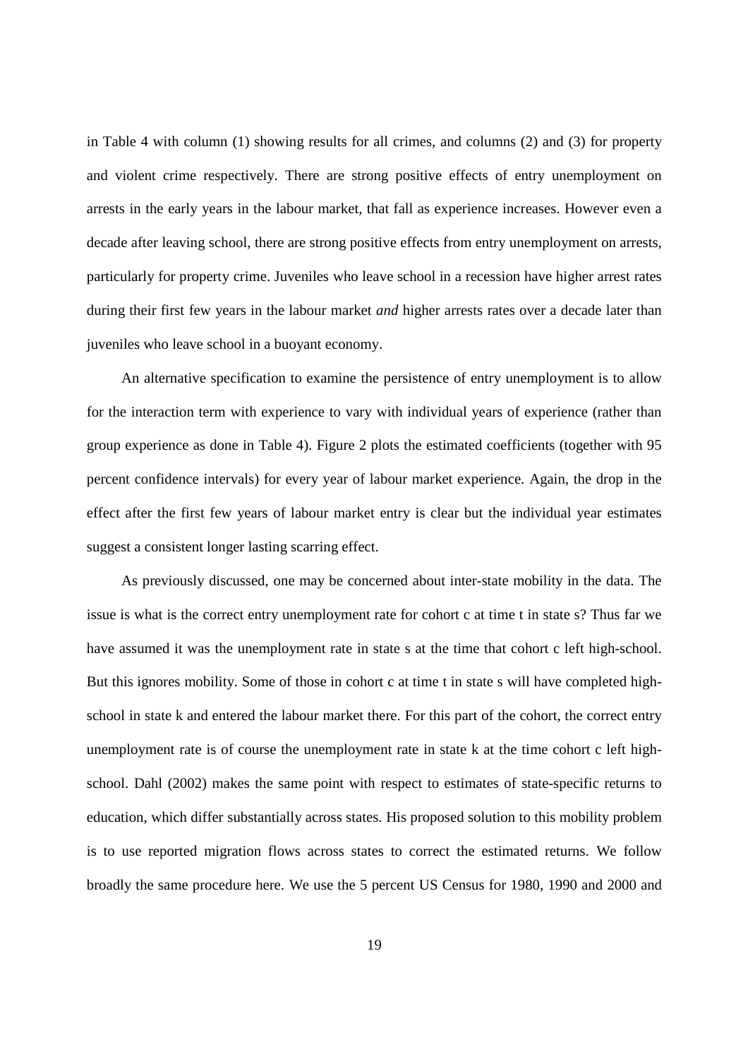in Table 4 with column (1) showing results for all crimes, and columns (2) and (3) for property and violent crime respectively. There are strong positive effects of entry unemployment on arrests in the early years in the labour market, that fall as experience increases. However even a decade after leaving school, there are strong positive effects from entry unemployment on arrests, particularly for property crime. Juveniles who leave school in a recession have higher arrest rates during their first few years in the labour market *and* higher arrests rates over a decade later than juveniles who leave school in a buoyant economy.

An alternative specification to examine the persistence of entry unemployment is to allow for the interaction term with experience to vary with individual years of experience (rather than group experience as done in Table 4). Figure 2 plots the estimated coefficients (together with 95 percent confidence intervals) for every year of labour market experience. Again, the drop in the effect after the first few years of labour market entry is clear but the individual year estimates suggest a consistent longer lasting scarring effect.

As previously discussed, one may be concerned about inter-state mobility in the data. The issue is what is the correct entry unemployment rate for cohort c at time t in state s? Thus far we have assumed it was the unemployment rate in state s at the time that cohort c left high-school. But this ignores mobility. Some of those in cohort c at time t in state s will have completed high-school in state k and entered the labour market there. For this part of the cohort, the correct entry unemployment rate is of course the unemployment rate in state k at the time cohort c left high-school. Dahl (2002) makes the same point with respect to estimates of state-specific returns to education, which differ substantially across states. His proposed solution to this mobility problem is to use reported migration flows across states to correct the estimated returns. We follow broadly the same procedure here. We use the 5 percent US Census for 1980, 1990 and 2000 and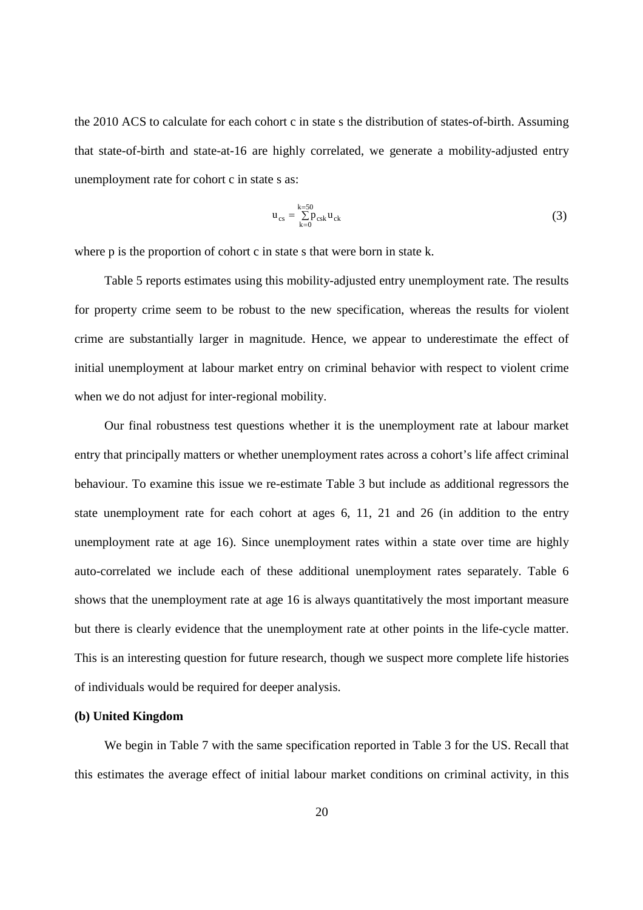the 2010 ACS to calculate for each cohort c in state s the distribution of states-of-birth. Assuming that state-of-birth and state-at-16 are highly correlated, we generate a mobility-adjusted entry unemployment rate for cohort c in state s as:

$$u_{cs} = \sum_{k=0}^{k=50} p_{csk} u_{ck} \tag{3}$$

where p is the proportion of cohort c in state s that were born in state k.

Table 5 reports estimates using this mobility-adjusted entry unemployment rate. The results for property crime seem to be robust to the new specification, whereas the results for violent crime are substantially larger in magnitude. Hence, we appear to underestimate the effect of initial unemployment at labour market entry on criminal behavior with respect to violent crime when we do not adjust for inter-regional mobility.

Our final robustness test questions whether it is the unemployment rate at labour market entry that principally matters or whether unemployment rates across a cohort's life affect criminal behaviour. To examine this issue we re-estimate Table 3 but include as additional regressors the state unemployment rate for each cohort at ages 6, 11, 21 and 26 (in addition to the entry unemployment rate at age 16). Since unemployment rates within a state over time are highly auto-correlated we include each of these additional unemployment rates separately. Table 6 shows that the unemployment rate at age 16 is always quantitatively the most important measure but there is clearly evidence that the unemployment rate at other points in the life-cycle matter. This is an interesting question for future research, though we suspect more complete life histories of individuals would be required for deeper analysis.

**(b) United Kingdom**

We begin in Table 7 with the same specification reported in Table 3 for the US. Recall that this estimates the average effect of initial labour market conditions on criminal activity, in this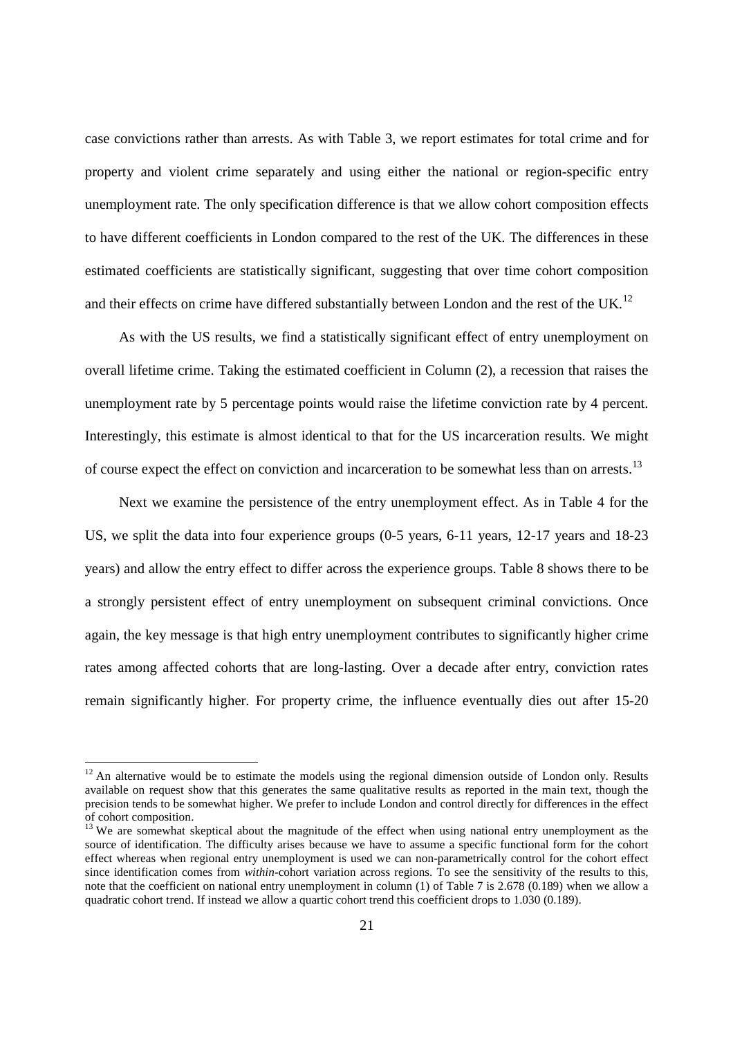case convictions rather than arrests. As with Table 3, we report estimates for total crime and for property and violent crime separately and using either the national or region-specific entry unemployment rate. The only specification difference is that we allow cohort composition effects to have different coefficients in London compared to the rest of the UK. The differences in these estimated coefficients are statistically significant, suggesting that over time cohort composition and their effects on crime have differed substantially between London and the rest of the UK.[12]

As with the US results, we find a statistically significant effect of entry unemployment on overall lifetime crime. Taking the estimated coefficient in Column (2), a recession that raises the unemployment rate by 5 percentage points would raise the lifetime conviction rate by 4 percent. Interestingly, this estimate is almost identical to that for the US incarceration results. We might of course expect the effect on conviction and incarceration to be somewhat less than on arrests.[13]

Next we examine the persistence of the entry unemployment effect. As in Table 4 for the US, we split the data into four experience groups (0-5 years, 6-11 years, 12-17 years and 18-23 years) and allow the entry effect to differ across the experience groups. Table 8 shows there to be a strongly persistent effect of entry unemployment on subsequent criminal convictions. Once again, the key message is that high entry unemployment contributes to significantly higher crime rates among affected cohorts that are long-lasting. Over a decade after entry, conviction rates remain significantly higher. For property crime, the influence eventually dies out after 15-20

---

[12] An alternative would be to estimate the models using the regional dimension outside of London only. Results available on request show that this generates the same qualitative results as reported in the main text, though the precision tends to be somewhat higher. We prefer to include London and control directly for differences in the effect of cohort composition.

[13] We are somewhat skeptical about the magnitude of the effect when using national entry unemployment as the source of identification. The difficulty arises because we have to assume a specific functional form for the cohort effect whereas when regional entry unemployment is used we can non-parametrically control for the cohort effect since identification comes from *within*-cohort variation across regions. To see the sensitivity of the results to this, note that the coefficient on national entry unemployment in column (1) of Table 7 is 2.678 (0.189) when we allow a quadratic cohort trend. If instead we allow a quartic cohort trend this coefficient drops to 1.030 (0.189).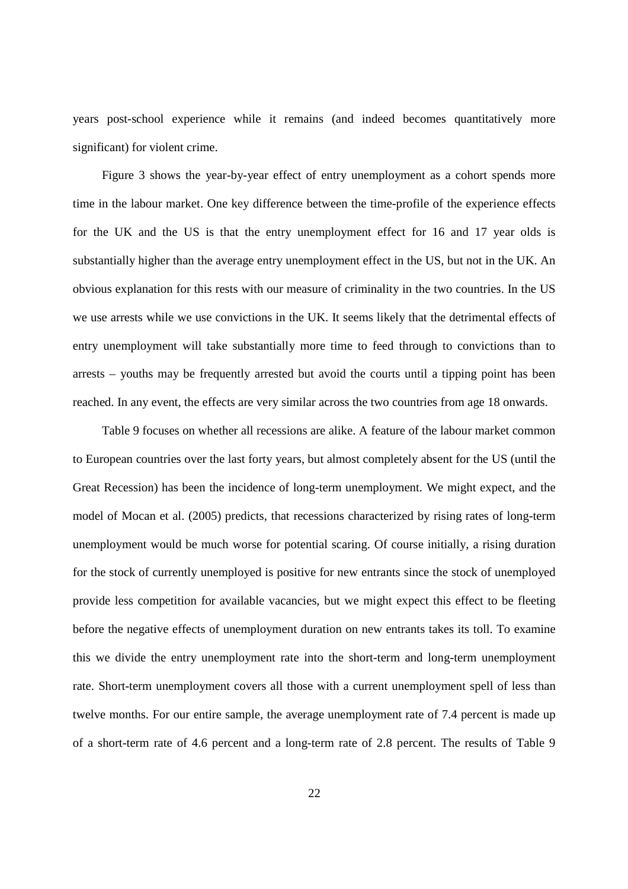years post-school experience while it remains (and indeed becomes quantitatively more significant) for violent crime.

Figure 3 shows the year-by-year effect of entry unemployment as a cohort spends more time in the labour market. One key difference between the time-profile of the experience effects for the UK and the US is that the entry unemployment effect for 16 and 17 year olds is substantially higher than the average entry unemployment effect in the US, but not in the UK. An obvious explanation for this rests with our measure of criminality in the two countries. In the US we use arrests while we use convictions in the UK. It seems likely that the detrimental effects of entry unemployment will take substantially more time to feed through to convictions than to arrests – youths may be frequently arrested but avoid the courts until a tipping point has been reached. In any event, the effects are very similar across the two countries from age 18 onwards.

Table 9 focuses on whether all recessions are alike. A feature of the labour market common to European countries over the last forty years, but almost completely absent for the US (until the Great Recession) has been the incidence of long-term unemployment. We might expect, and the model of Mocan et al. (2005) predicts, that recessions characterized by rising rates of long-term unemployment would be much worse for potential scaring. Of course initially, a rising duration for the stock of currently unemployed is positive for new entrants since the stock of unemployed provide less competition for available vacancies, but we might expect this effect to be fleeting before the negative effects of unemployment duration on new entrants takes its toll. To examine this we divide the entry unemployment rate into the short-term and long-term unemployment rate. Short-term unemployment covers all those with a current unemployment spell of less than twelve months. For our entire sample, the average unemployment rate of 7.4 percent is made up of a short-term rate of 4.6 percent and a long-term rate of 2.8 percent. The results of Table 9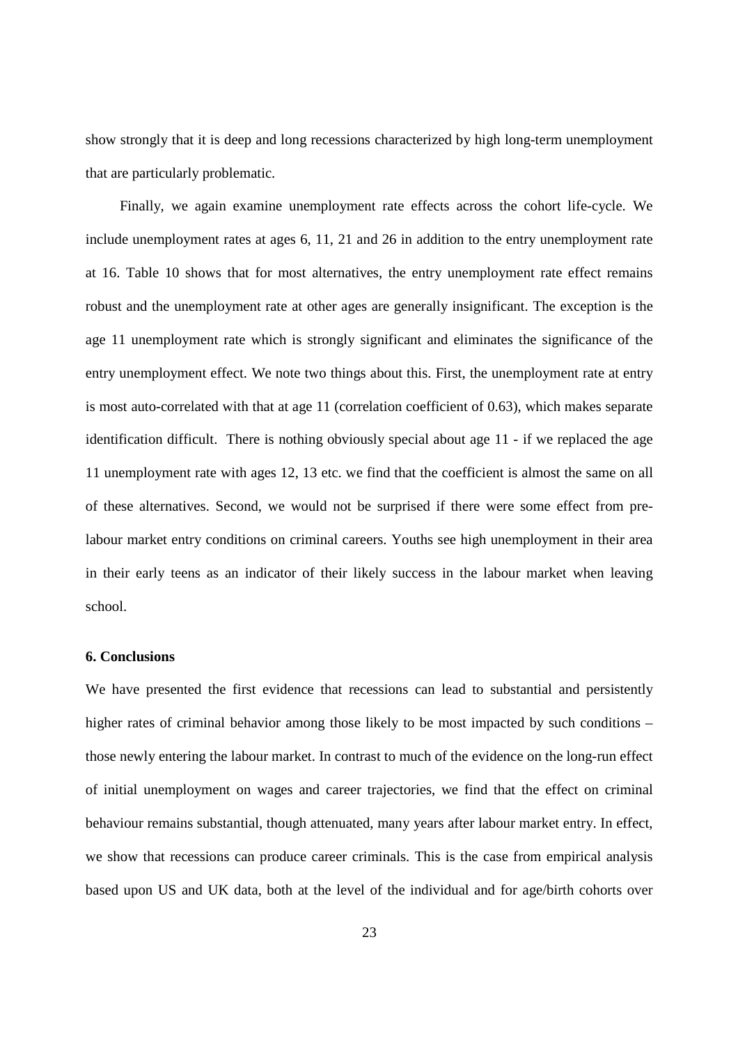show strongly that it is deep and long recessions characterized by high long-term unemployment that are particularly problematic.

Finally, we again examine unemployment rate effects across the cohort life-cycle. We include unemployment rates at ages 6, 11, 21 and 26 in addition to the entry unemployment rate at 16. Table 10 shows that for most alternatives, the entry unemployment rate effect remains robust and the unemployment rate at other ages are generally insignificant. The exception is the age 11 unemployment rate which is strongly significant and eliminates the significance of the entry unemployment effect. We note two things about this. First, the unemployment rate at entry is most auto-correlated with that at age 11 (correlation coefficient of 0.63), which makes separate identification difficult. There is nothing obviously special about age 11 - if we replaced the age 11 unemployment rate with ages 12, 13 etc. we find that the coefficient is almost the same on all of these alternatives. Second, we would not be surprised if there were some effect from pre-labour market entry conditions on criminal careers. Youths see high unemployment in their area in their early teens as an indicator of their likely success in the labour market when leaving school.

## 6. Conclusions

We have presented the first evidence that recessions can lead to substantial and persistently higher rates of criminal behavior among those likely to be most impacted by such conditions – those newly entering the labour market. In contrast to much of the evidence on the long-run effect of initial unemployment on wages and career trajectories, we find that the effect on criminal behaviour remains substantial, though attenuated, many years after labour market entry. In effect, we show that recessions can produce career criminals. This is the case from empirical analysis based upon US and UK data, both at the level of the individual and for age/birth cohorts over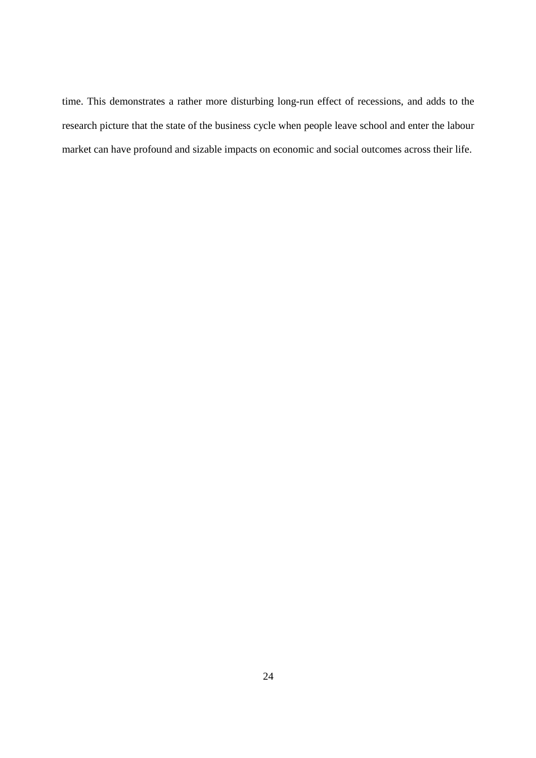time. This demonstrates a rather more disturbing long-run effect of recessions, and adds to the research picture that the state of the business cycle when people leave school and enter the labour market can have profound and sizable impacts on economic and social outcomes across their life.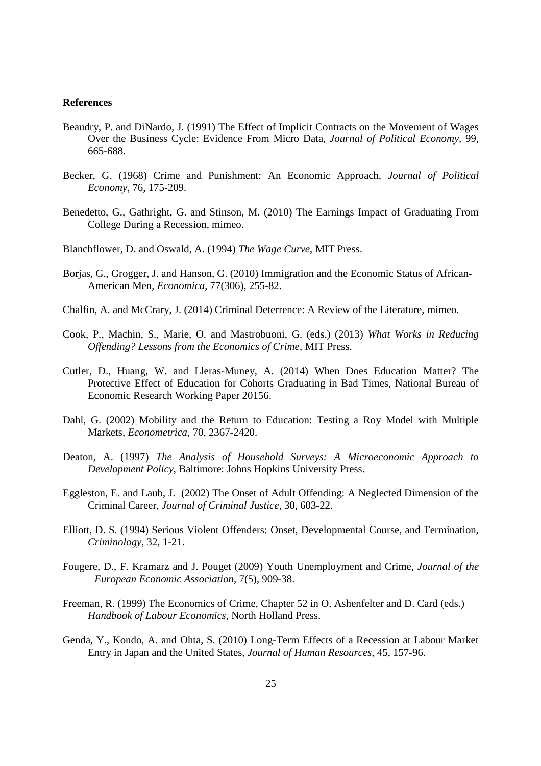**References**

Beaudry, P. and DiNardo, J. (1991) The Effect of Implicit Contracts on the Movement of Wages Over the Business Cycle: Evidence From Micro Data, *Journal of Political Economy*, 99, 665-688.

Becker, G. (1968) Crime and Punishment: An Economic Approach, *Journal of Political Economy*, 76, 175-209.

Benedetto, G., Gathright, G. and Stinson, M. (2010) The Earnings Impact of Graduating From College During a Recession, mimeo.

Blanchflower, D. and Oswald, A. (1994) *The Wage Curve*, MIT Press.

Borjas, G., Grogger, J. and Hanson, G. (2010) Immigration and the Economic Status of African-American Men, *Economica*, 77(306), 255-82.

Chalfin, A. and McCrary, J. (2014) Criminal Deterrence: A Review of the Literature, mimeo.

Cook, P., Machin, S., Marie, O. and Mastrobuoni, G. (eds.) (2013) *What Works in Reducing Offending? Lessons from the Economics of Crime*, MIT Press.

Cutler, D., Huang, W. and Lleras-Muney, A. (2014) When Does Education Matter? The Protective Effect of Education for Cohorts Graduating in Bad Times, National Bureau of Economic Research Working Paper 20156.

Dahl, G. (2002) Mobility and the Return to Education: Testing a Roy Model with Multiple Markets, *Econometrica*, 70, 2367-2420.

Deaton, A. (1997) *The Analysis of Household Surveys: A Microeconomic Approach to Development Policy*, Baltimore: Johns Hopkins University Press.

Eggleston, E. and Laub, J. (2002) The Onset of Adult Offending: A Neglected Dimension of the Criminal Career, *Journal of Criminal Justice*, 30, 603-22.

Elliott, D. S. (1994) Serious Violent Offenders: Onset, Developmental Course, and Termination, *Criminology*, 32, 1-21.

Fougere, D., F. Kramarz and J. Pouget (2009) Youth Unemployment and Crime, *Journal of the European Economic Association*, 7(5), 909-38.

Freeman, R. (1999) The Economics of Crime, Chapter 52 in O. Ashenfelter and D. Card (eds.) *Handbook of Labour Economics*, North Holland Press.

Genda, Y., Kondo, A. and Ohta, S. (2010) Long-Term Effects of a Recession at Labour Market Entry in Japan and the United States, *Journal of Human Resources*, 45, 157-96.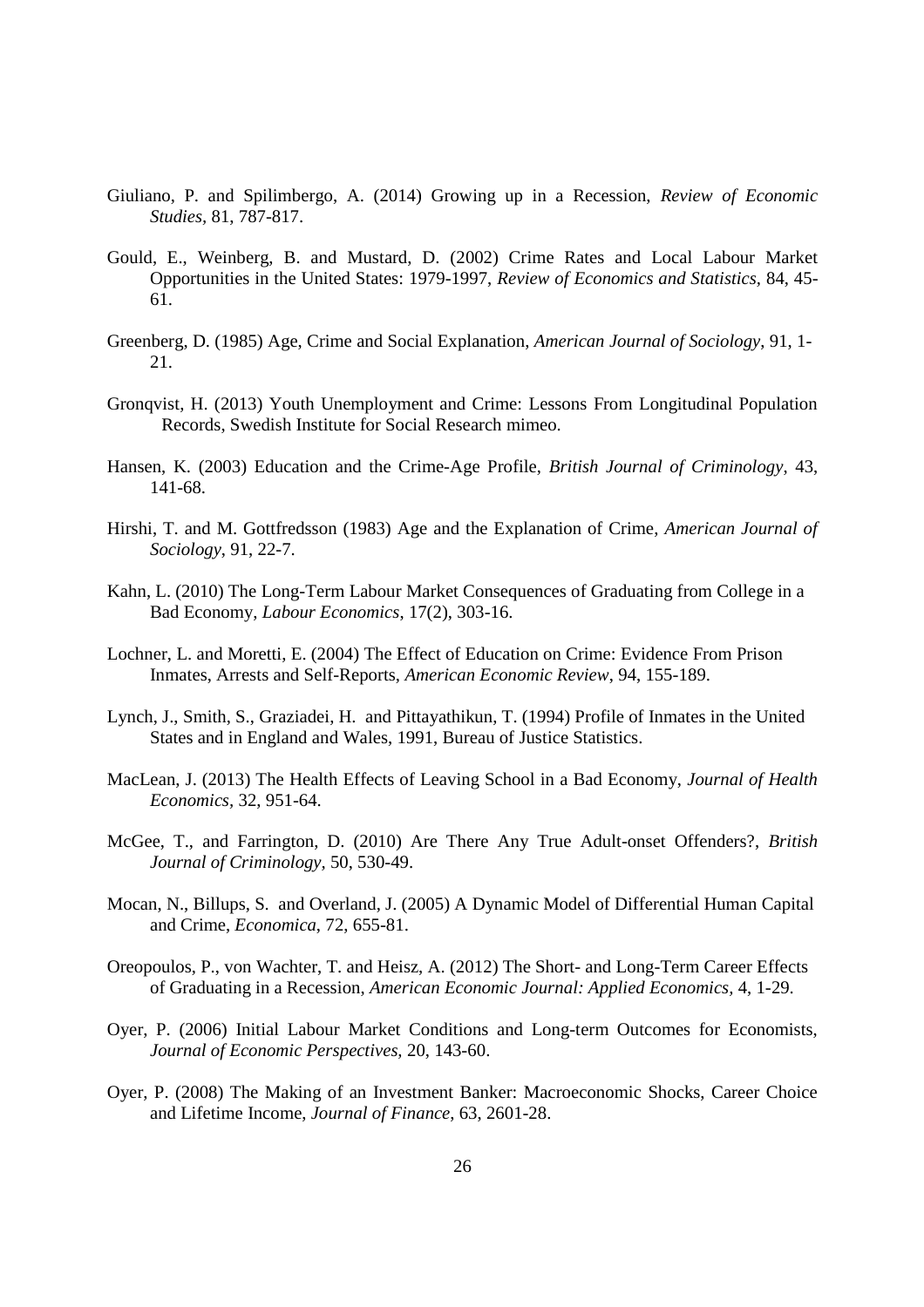Giuliano, P. and Spilimbergo, A. (2014) Growing up in a Recession, *Review of Economic Studies*, 81, 787-817.

Gould, E., Weinberg, B. and Mustard, D. (2002) Crime Rates and Local Labour Market Opportunities in the United States: 1979-1997, *Review of Economics and Statistics*, 84, 45-61.

Greenberg, D. (1985) Age, Crime and Social Explanation, *American Journal of Sociology*, 91, 1-21.

Gronqvist, H. (2013) Youth Unemployment and Crime: Lessons From Longitudinal Population Records, Swedish Institute for Social Research mimeo.

Hansen, K. (2003) Education and the Crime-Age Profile, *British Journal of Criminology*, 43, 141-68.

Hirshi, T. and M. Gottfredsson (1983) Age and the Explanation of Crime, *American Journal of Sociology*, 91, 22-7.

Kahn, L. (2010) The Long-Term Labour Market Consequences of Graduating from College in a Bad Economy, *Labour Economics*, 17(2), 303-16.

Lochner, L. and Moretti, E. (2004) The Effect of Education on Crime: Evidence From Prison Inmates, Arrests and Self-Reports, *American Economic Review*, 94, 155-189.

Lynch, J., Smith, S., Graziadei, H. and Pittayathikun, T. (1994) Profile of Inmates in the United States and in England and Wales, 1991, Bureau of Justice Statistics.

MacLean, J. (2013) The Health Effects of Leaving School in a Bad Economy, *Journal of Health Economics*, 32, 951-64.

McGee, T., and Farrington, D. (2010) Are There Any True Adult-onset Offenders?, *British Journal of Criminology*, 50, 530-49.

Mocan, N., Billups, S. and Overland, J. (2005) A Dynamic Model of Differential Human Capital and Crime, *Economica*, 72, 655-81.

Oreopoulos, P., von Wachter, T. and Heisz, A. (2012) The Short- and Long-Term Career Effects of Graduating in a Recession, *American Economic Journal: Applied Economics*, 4, 1-29.

Oyer, P. (2006) Initial Labour Market Conditions and Long-term Outcomes for Economists, *Journal of Economic Perspectives*, 20, 143-60.

Oyer, P. (2008) The Making of an Investment Banker: Macroeconomic Shocks, Career Choice and Lifetime Income, *Journal of Finance*, 63, 2601-28.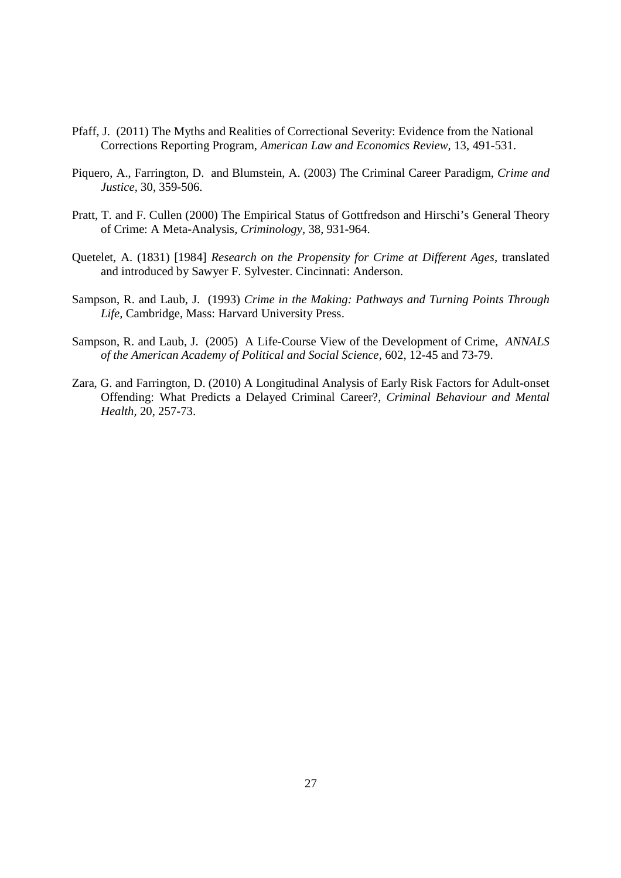Pfaff, J. (2011) The Myths and Realities of Correctional Severity: Evidence from the National Corrections Reporting Program, *American Law and Economics Review*, 13, 491-531.

Piquero, A., Farrington, D. and Blumstein, A. (2003) The Criminal Career Paradigm, *Crime and Justice*, 30, 359-506.

Pratt, T. and F. Cullen (2000) The Empirical Status of Gottfredson and Hirschi's General Theory of Crime: A Meta-Analysis, *Criminology*, 38, 931-964.

Quetelet, A. (1831) [1984] *Research on the Propensity for Crime at Different Ages*, translated and introduced by Sawyer F. Sylvester. Cincinnati: Anderson.

Sampson, R. and Laub, J. (1993) *Crime in the Making: Pathways and Turning Points Through Life*, Cambridge, Mass: Harvard University Press.

Sampson, R. and Laub, J. (2005) A Life-Course View of the Development of Crime, *ANNALS of the American Academy of Political and Social Science*, 602, 12-45 and 73-79.

Zara, G. and Farrington, D. (2010) A Longitudinal Analysis of Early Risk Factors for Adult-onset Offending: What Predicts a Delayed Criminal Career?, *Criminal Behaviour and Mental Health*, 20, 257-73.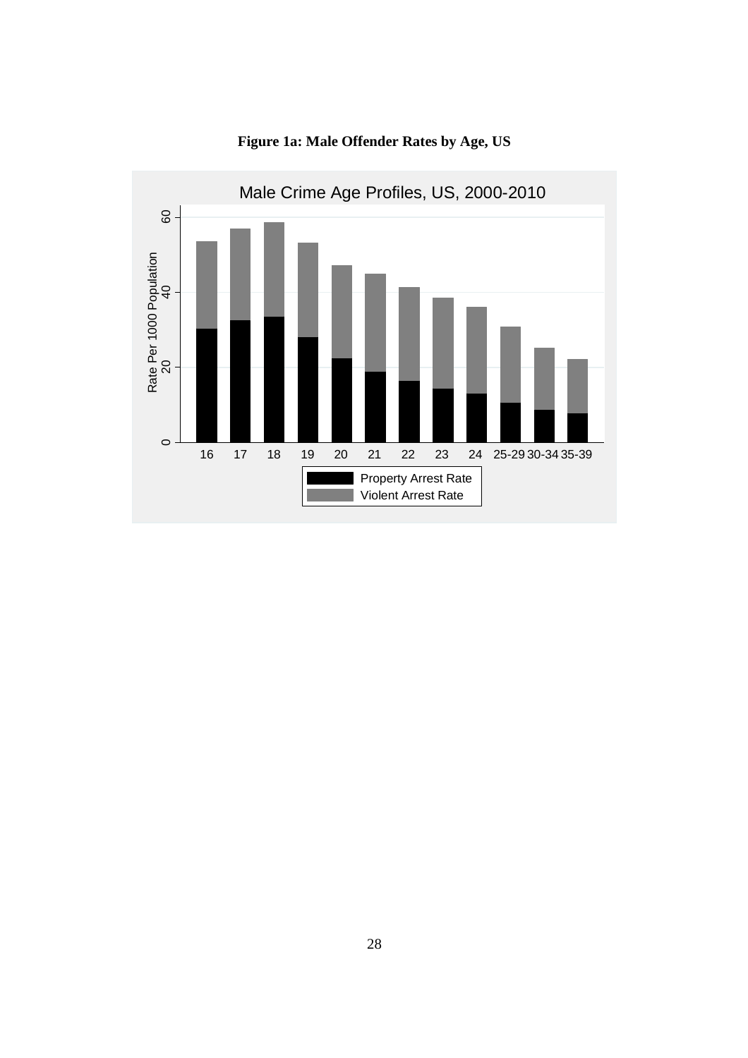**Figure 1a: Male Offender Rates by Age, US**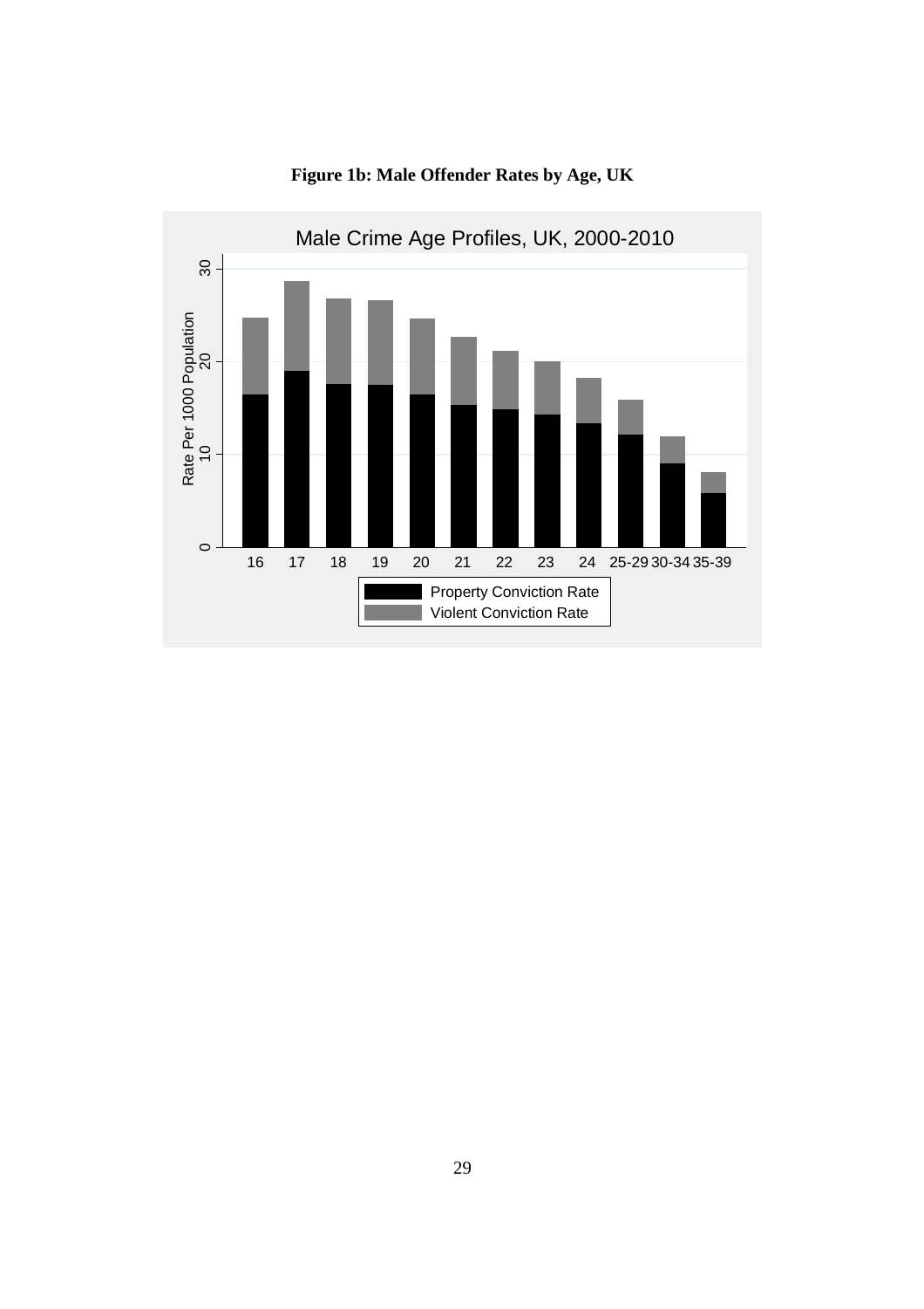**Figure 1b: Male Offender Rates by Age, UK**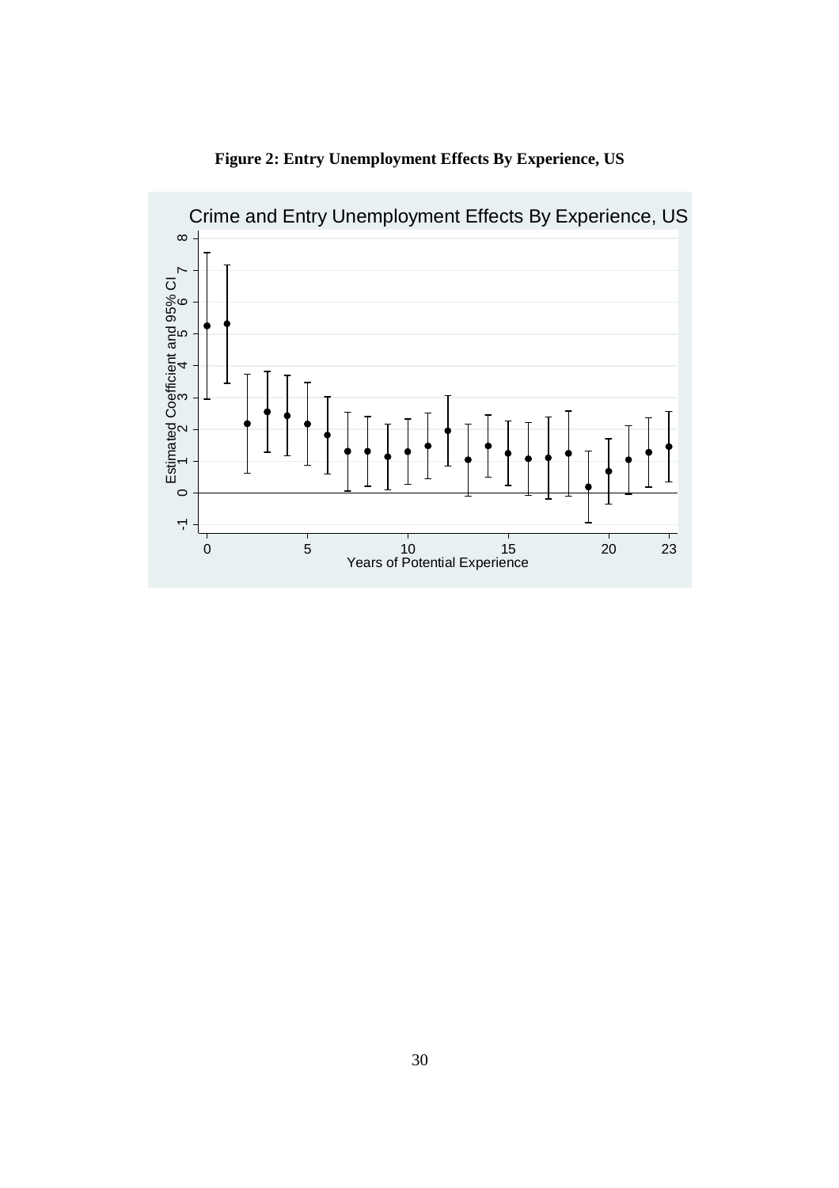**Figure 2: Entry Unemployment Effects By Experience, US**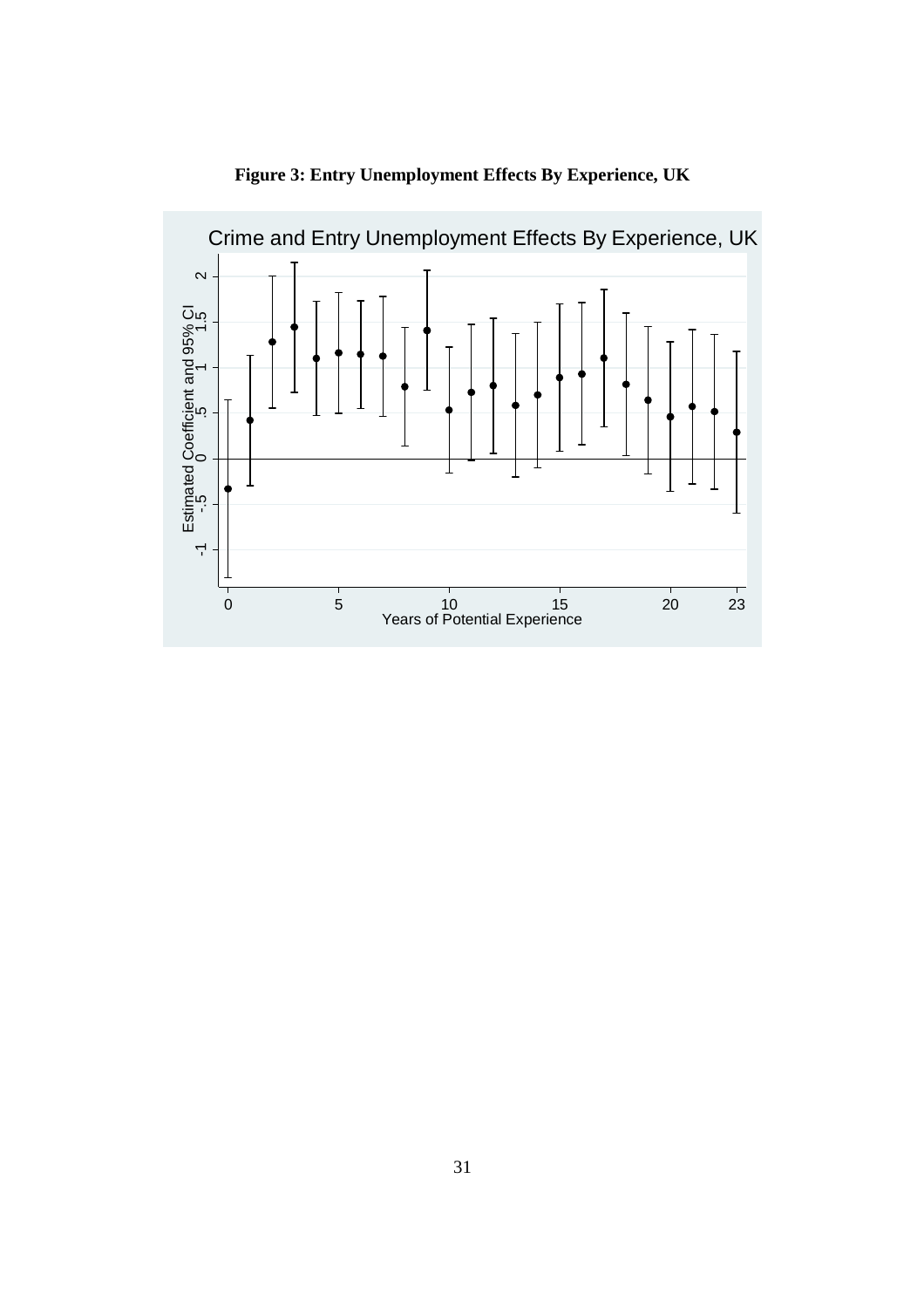**Figure 3: Entry Unemployment Effects By Experience, UK**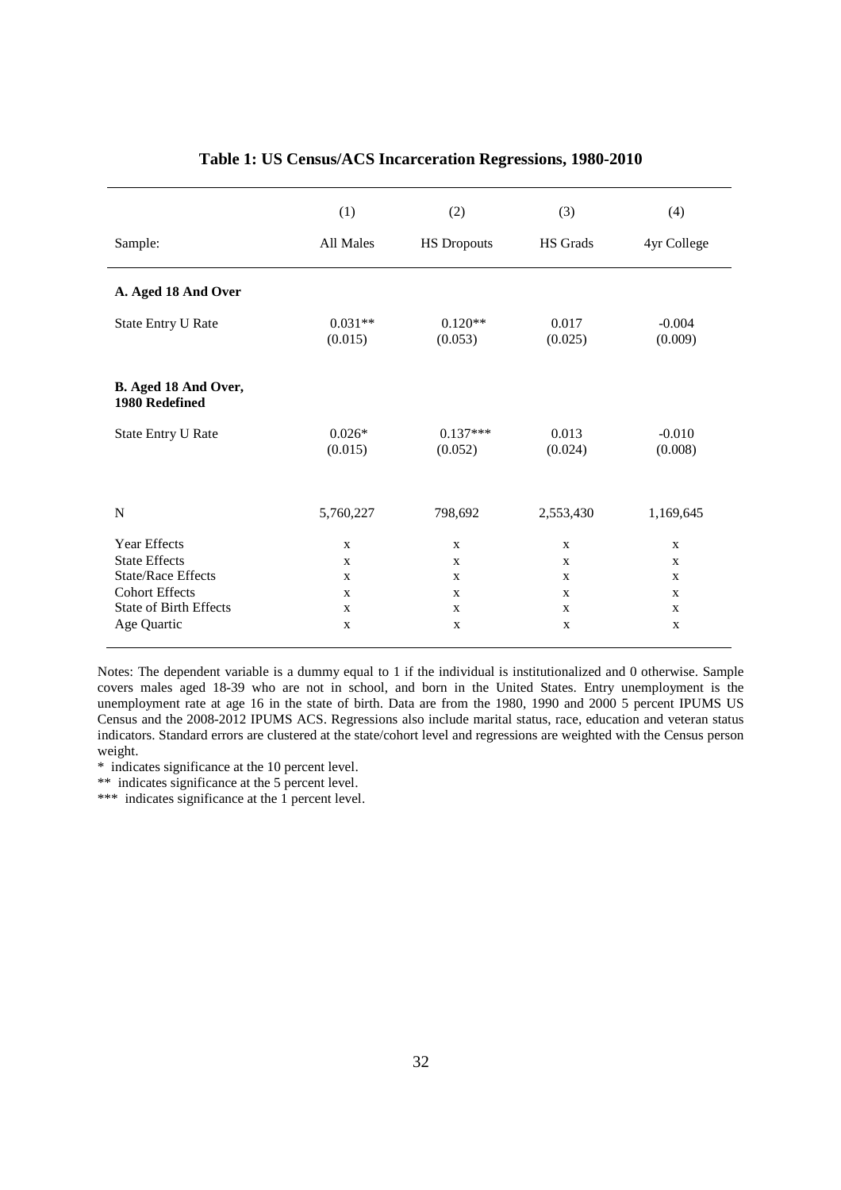**Table 1: US Census/ACS Incarceration Regressions, 1980-2010**

| | (1) | (2) | (3) | (4) |
|---|---|---|---|---|
| Sample: | All Males | HS Dropouts | HS Grads | 4yr College |
| **A. Aged 18 And Over** | | | | |
| State Entry U Rate | 0.031** | 0.120** | 0.017 | -0.004 |
| | (0.015) | (0.053) | (0.025) | (0.009) |
| **B. Aged 18 And Over, 1980 Redefined** | | | | |
| State Entry U Rate | 0.026* | 0.137*** | 0.013 | -0.010 |
| | (0.015) | (0.052) | (0.024) | (0.008) |
| N | 5,760,227 | 798,692 | 2,553,430 | 1,169,645 |
| Year Effects | x | x | x | x |
| State Effects | x | x | x | x |
| State/Race Effects | x | x | x | x |
| Cohort Effects | x | x | x | x |
| State of Birth Effects | x | x | x | x |
| Age Quartic | x | x | x | x |

Notes: The dependent variable is a dummy equal to 1 if the individual is institutionalized and 0 otherwise. Sample covers males aged 18-39 who are not in school, and born in the United States. Entry unemployment is the unemployment rate at age 16 in the state of birth. Data are from the 1980, 1990 and 2000 5 percent IPUMS US Census and the 2008-2012 IPUMS ACS. Regressions also include marital status, race, education and veteran status indicators. Standard errors are clustered at the state/cohort level and regressions are weighted with the Census person weight.

\* indicates significance at the 10 percent level.

\*\* indicates significance at the 5 percent level.

\*\*\* indicates significance at the 1 percent level.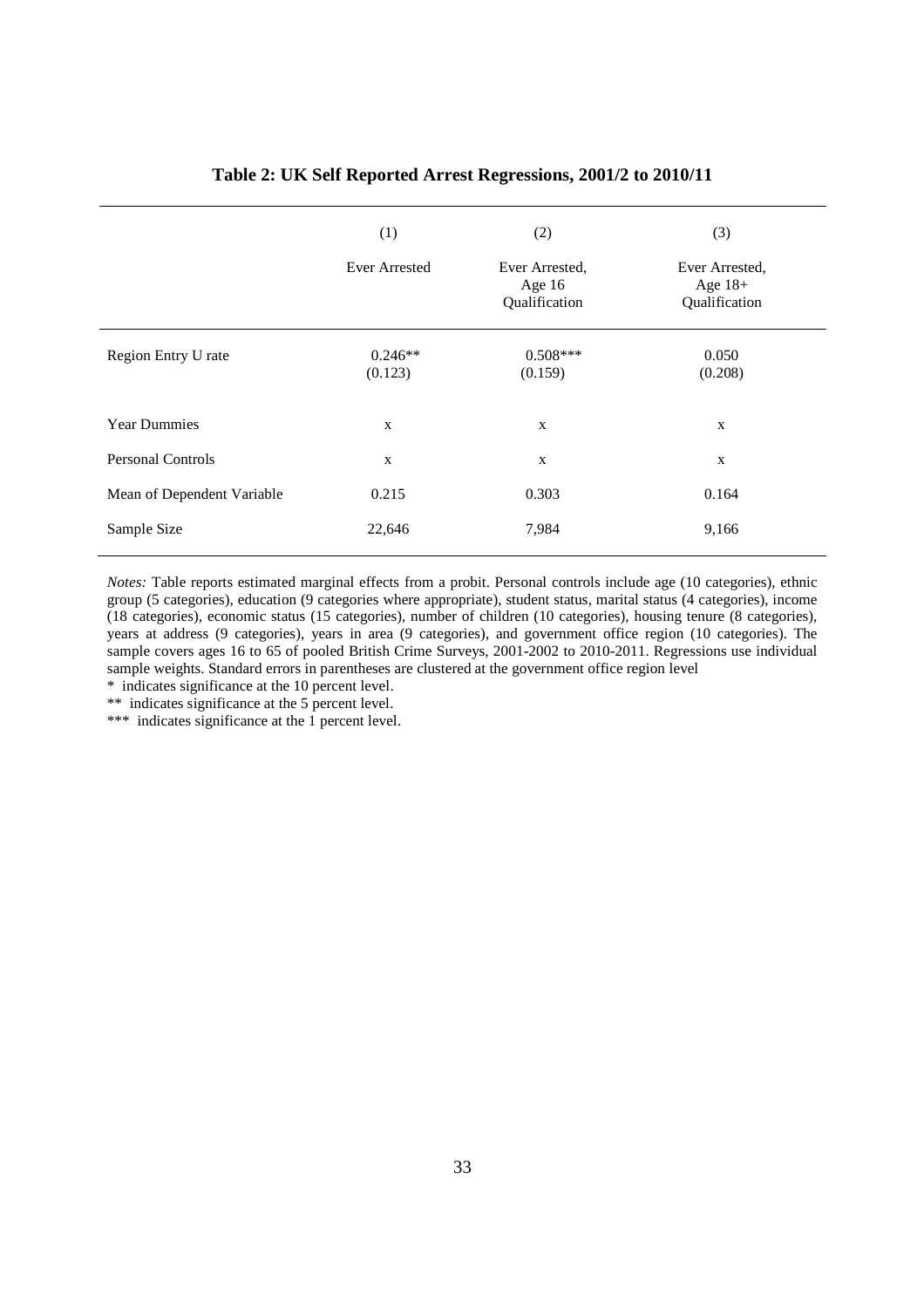**Table 2: UK Self Reported Arrest Regressions, 2001/2 to 2010/11**

| | (1) | (2) | (3) |
|---|---|---|---|
| | Ever Arrested | Ever Arrested, Age 16 Qualification | Ever Arrested, Age 18+ Qualification |
| Region Entry U rate | 0.246** (0.123) | 0.508*** (0.159) | 0.050 (0.208) |
| Year Dummies | x | x | x |
| Personal Controls | x | x | x |
| Mean of Dependent Variable | 0.215 | 0.303 | 0.164 |
| Sample Size | 22,646 | 7,984 | 9,166 |

*Notes:* Table reports estimated marginal effects from a probit. Personal controls include age (10 categories), ethnic group (5 categories), education (9 categories where appropriate), student status, marital status (4 categories), income (18 categories), economic status (15 categories), number of children (10 categories), housing tenure (8 categories), years at address (9 categories), years in area (9 categories), and government office region (10 categories). The sample covers ages 16 to 65 of pooled British Crime Surveys, 2001-2002 to 2010-2011. Regressions use individual sample weights. Standard errors in parentheses are clustered at the government office region level

\* indicates significance at the 10 percent level.

** indicates significance at the 5 percent level.

*** indicates significance at the 1 percent level.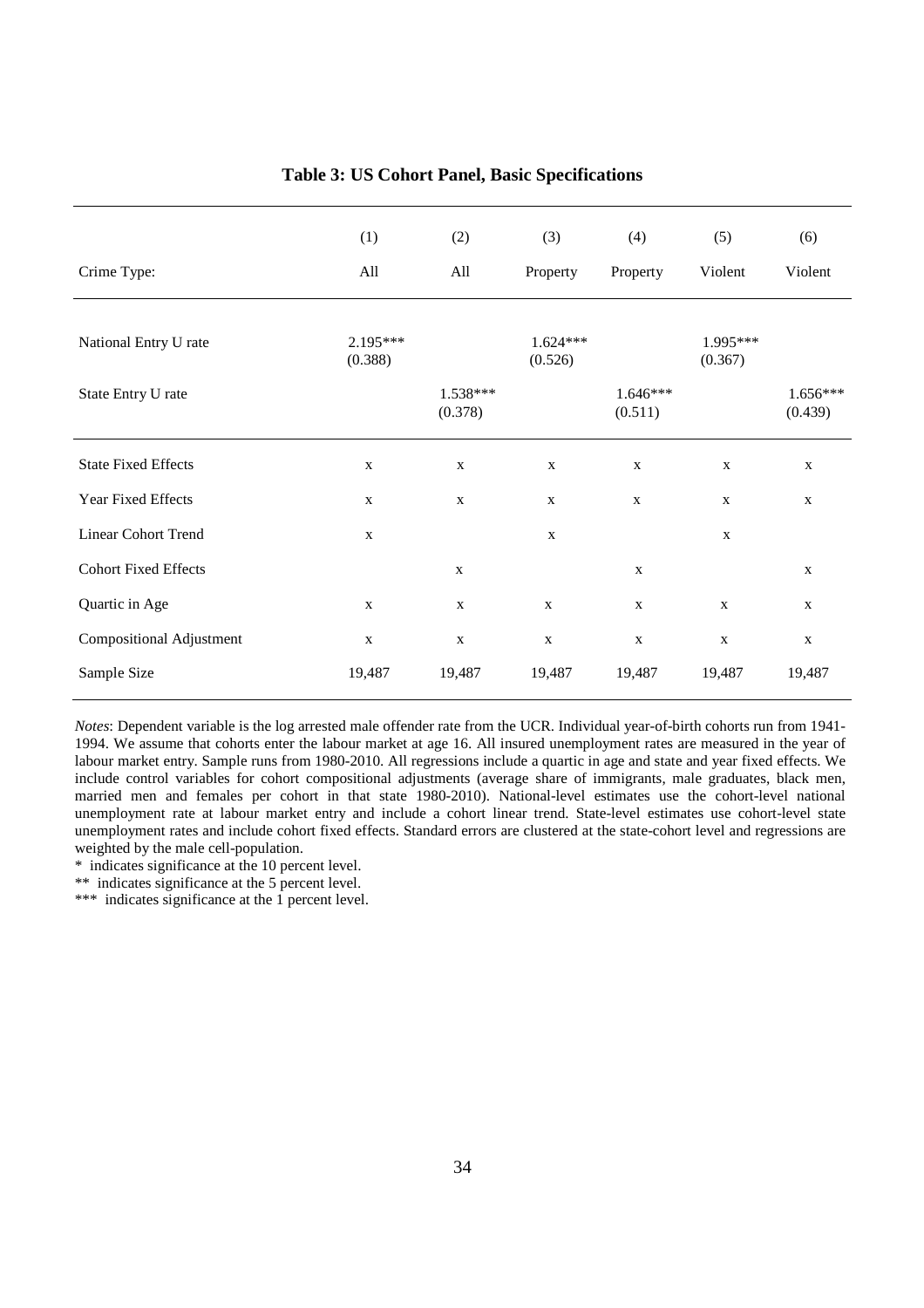**Table 3: US Cohort Panel, Basic Specifications**

| | (1) | (2) | (3) | (4) | (5) | (6) |
|---|---|---|---|---|---|---|
| Crime Type: | All | All | Property | Property | Violent | Violent |
| National Entry U rate | 2.195***<br>(0.388) | | 1.624***<br>(0.526) | | 1.995***<br>(0.367) | |
| State Entry U rate | | 1.538***<br>(0.378) | | 1.646***<br>(0.511) | | 1.656***<br>(0.439) |
| State Fixed Effects | x | x | x | x | x | x |
| Year Fixed Effects | x | x | x | x | x | x |
| Linear Cohort Trend | x | | x | | x | |
| Cohort Fixed Effects | | x | | x | | x |
| Quartic in Age | x | x | x | x | x | x |
| Compositional Adjustment | x | x | x | x | x | x |
| Sample Size | 19,487 | 19,487 | 19,487 | 19,487 | 19,487 | 19,487 |

*Notes*: Dependent variable is the log arrested male offender rate from the UCR. Individual year-of-birth cohorts run from 1941-1994. We assume that cohorts enter the labour market at age 16. All insured unemployment rates are measured in the year of labour market entry. Sample runs from 1980-2010. All regressions include a quartic in age and state and year fixed effects. We include control variables for cohort compositional adjustments (average share of immigrants, male graduates, black men, married men and females per cohort in that state 1980-2010). National-level estimates use the cohort-level national unemployment rate at labour market entry and include a cohort linear trend. State-level estimates use cohort-level state unemployment rates and include cohort fixed effects. Standard errors are clustered at the state-cohort level and regressions are weighted by the male cell-population.

\* indicates significance at the 10 percent level.

\*\* indicates significance at the 5 percent level.

\*\*\* indicates significance at the 1 percent level.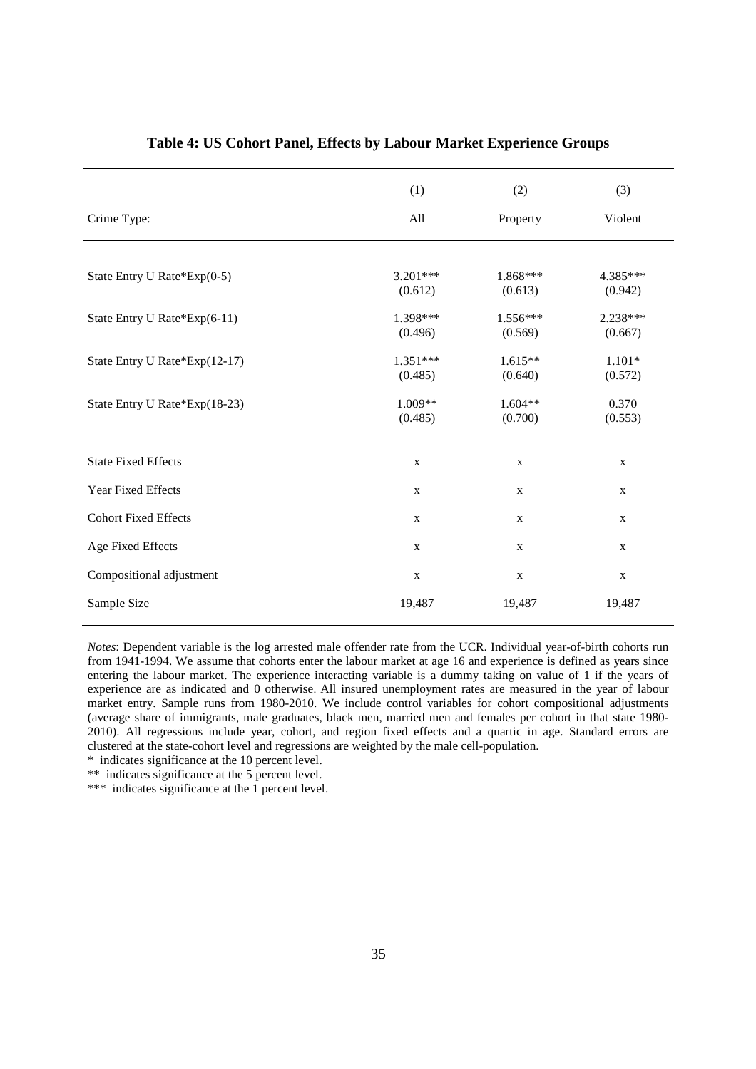**Table 4: US Cohort Panel, Effects by Labour Market Experience Groups**

| | (1) | (2) | (3) |
|---|---|---|---|
| Crime Type: | All | Property | Violent |
| State Entry U Rate*Exp(0-5) | 3.201*** | 1.868*** | 4.385*** |
| | (0.612) | (0.613) | (0.942) |
| State Entry U Rate*Exp(6-11) | 1.398*** | 1.556*** | 2.238*** |
| | (0.496) | (0.569) | (0.667) |
| State Entry U Rate*Exp(12-17) | 1.351*** | 1.615** | 1.101* |
| | (0.485) | (0.640) | (0.572) |
| State Entry U Rate*Exp(18-23) | 1.009** | 1.604** | 0.370 |
| | (0.485) | (0.700) | (0.553) |
| State Fixed Effects | x | x | x |
| Year Fixed Effects | x | x | x |
| Cohort Fixed Effects | x | x | x |
| Age Fixed Effects | x | x | x |
| Compositional adjustment | x | x | x |
| Sample Size | 19,487 | 19,487 | 19,487 |

*Notes*: Dependent variable is the log arrested male offender rate from the UCR. Individual year-of-birth cohorts run from 1941-1994. We assume that cohorts enter the labour market at age 16 and experience is defined as years since entering the labour market. The experience interacting variable is a dummy taking on value of 1 if the years of experience are as indicated and 0 otherwise. All insured unemployment rates are measured in the year of labour market entry. Sample runs from 1980-2010. We include control variables for cohort compositional adjustments (average share of immigrants, male graduates, black men, married men and females per cohort in that state 1980-2010). All regressions include year, cohort, and region fixed effects and a quartic in age. Standard errors are clustered at the state-cohort level and regressions are weighted by the male cell-population.

\* indicates significance at the 10 percent level.

\*\* indicates significance at the 5 percent level.

\*\*\* indicates significance at the 1 percent level.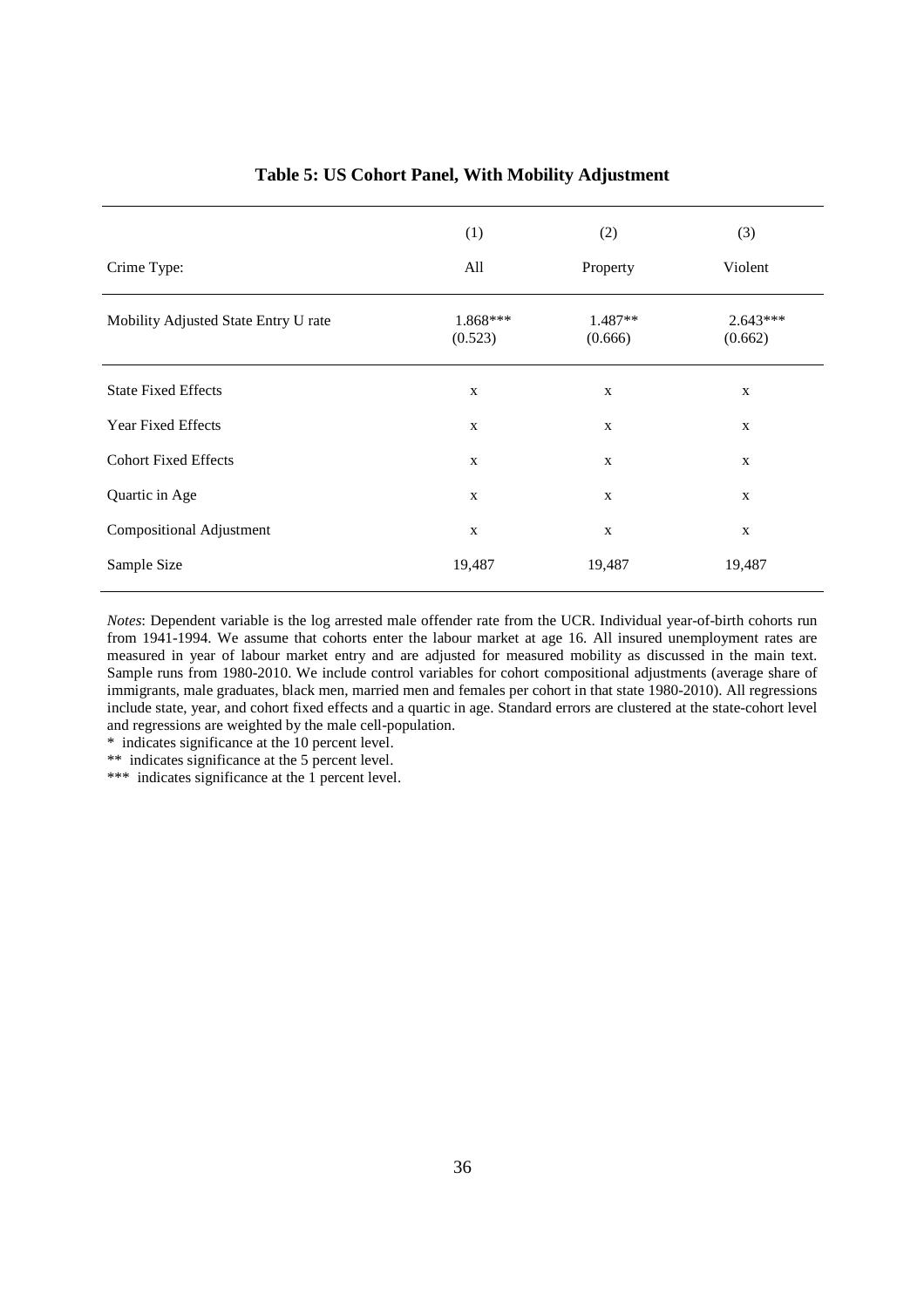## Table 5: US Cohort Panel, With Mobility Adjustment

| | (1) | (2) | (3) |
|---|---|---|---|
| Crime Type: | All | Property | Violent |
| Mobility Adjusted State Entry U rate | 1.868***<br>(0.523) | 1.487**<br>(0.666) | 2.643***<br>(0.662) |
| State Fixed Effects | x | x | x |
| Year Fixed Effects | x | x | x |
| Cohort Fixed Effects | x | x | x |
| Quartic in Age | x | x | x |
| Compositional Adjustment | x | x | x |
| Sample Size | 19,487 | 19,487 | 19,487 |

*Notes*: Dependent variable is the log arrested male offender rate from the UCR. Individual year-of-birth cohorts run from 1941-1994. We assume that cohorts enter the labour market at age 16. All insured unemployment rates are measured in year of labour market entry and are adjusted for measured mobility as discussed in the main text. Sample runs from 1980-2010. We include control variables for cohort compositional adjustments (average share of immigrants, male graduates, black men, married men and females per cohort in that state 1980-2010). All regressions include state, year, and cohort fixed effects and a quartic in age. Standard errors are clustered at the state-cohort level and regressions are weighted by the male cell-population.

\* indicates significance at the 10 percent level.

** indicates significance at the 5 percent level.

*** indicates significance at the 1 percent level.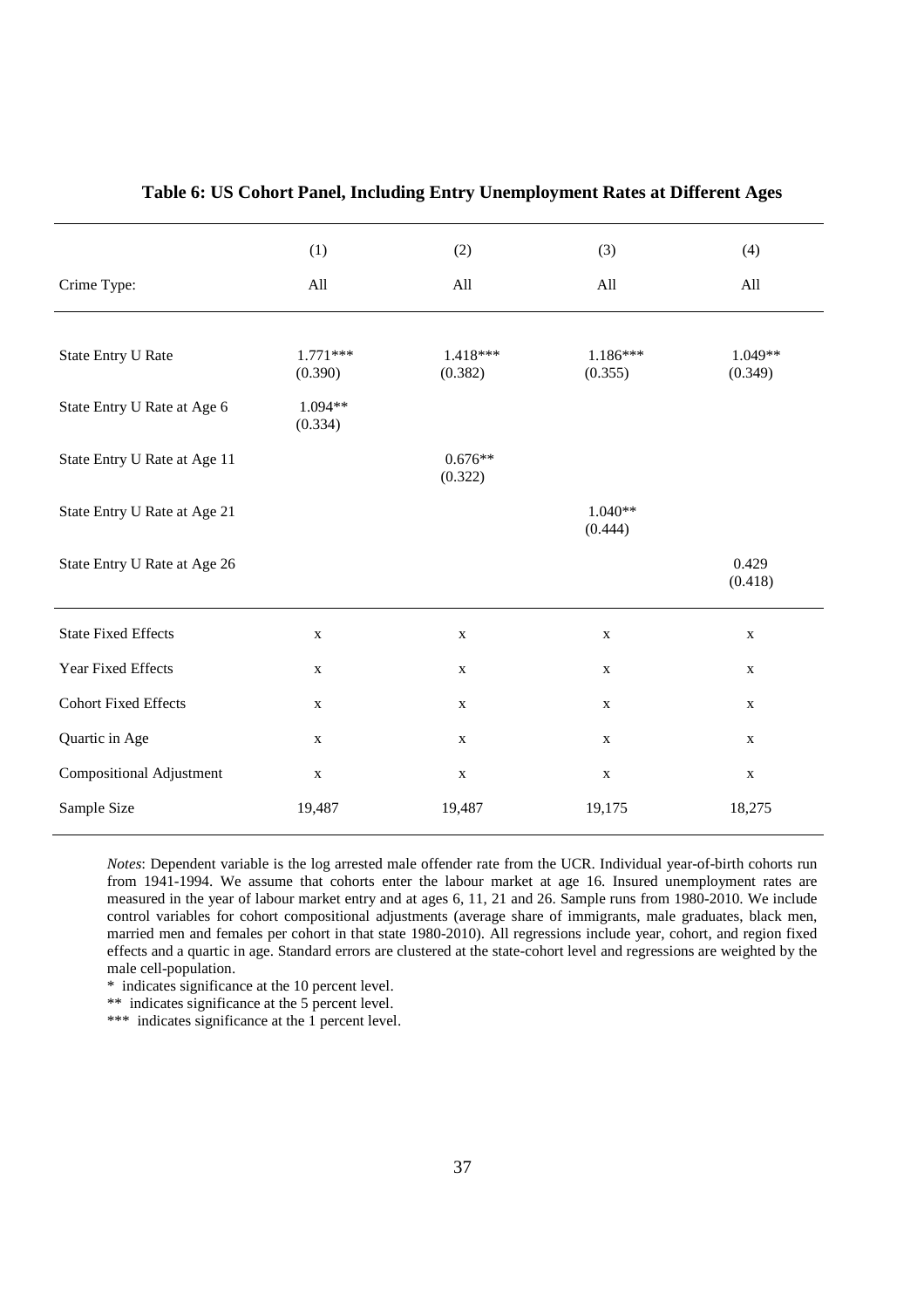**Table 6: US Cohort Panel, Including Entry Unemployment Rates at Different Ages**

| | (1) | (2) | (3) | (4) |
|---|---|---|---|---|
| Crime Type: | All | All | All | All |
| State Entry U Rate | 1.771*** (0.390) | 1.418*** (0.382) | 1.186*** (0.355) | 1.049** (0.349) |
| State Entry U Rate at Age 6 | 1.094** (0.334) | | | |
| State Entry U Rate at Age 11 | | 0.676** (0.322) | | |
| State Entry U Rate at Age 21 | | | 1.040** (0.444) | |
| State Entry U Rate at Age 26 | | | | 0.429 (0.418) |
| State Fixed Effects | x | x | x | x |
| Year Fixed Effects | x | x | x | x |
| Cohort Fixed Effects | x | x | x | x |
| Quartic in Age | x | x | x | x |
| Compositional Adjustment | x | x | x | x |
| Sample Size | 19,487 | 19,487 | 19,175 | 18,275 |

*Notes*: Dependent variable is the log arrested male offender rate from the UCR. Individual year-of-birth cohorts run from 1941-1994. We assume that cohorts enter the labour market at age 16. Insured unemployment rates are measured in the year of labour market entry and at ages 6, 11, 21 and 26. Sample runs from 1980-2010. We include control variables for cohort compositional adjustments (average share of immigrants, male graduates, black men, married men and females per cohort in that state 1980-2010). All regressions include year, cohort, and region fixed effects and a quartic in age. Standard errors are clustered at the state-cohort level and regressions are weighted by the male cell-population.

\* indicates significance at the 10 percent level.

\*\* indicates significance at the 5 percent level.

\*\*\* indicates significance at the 1 percent level.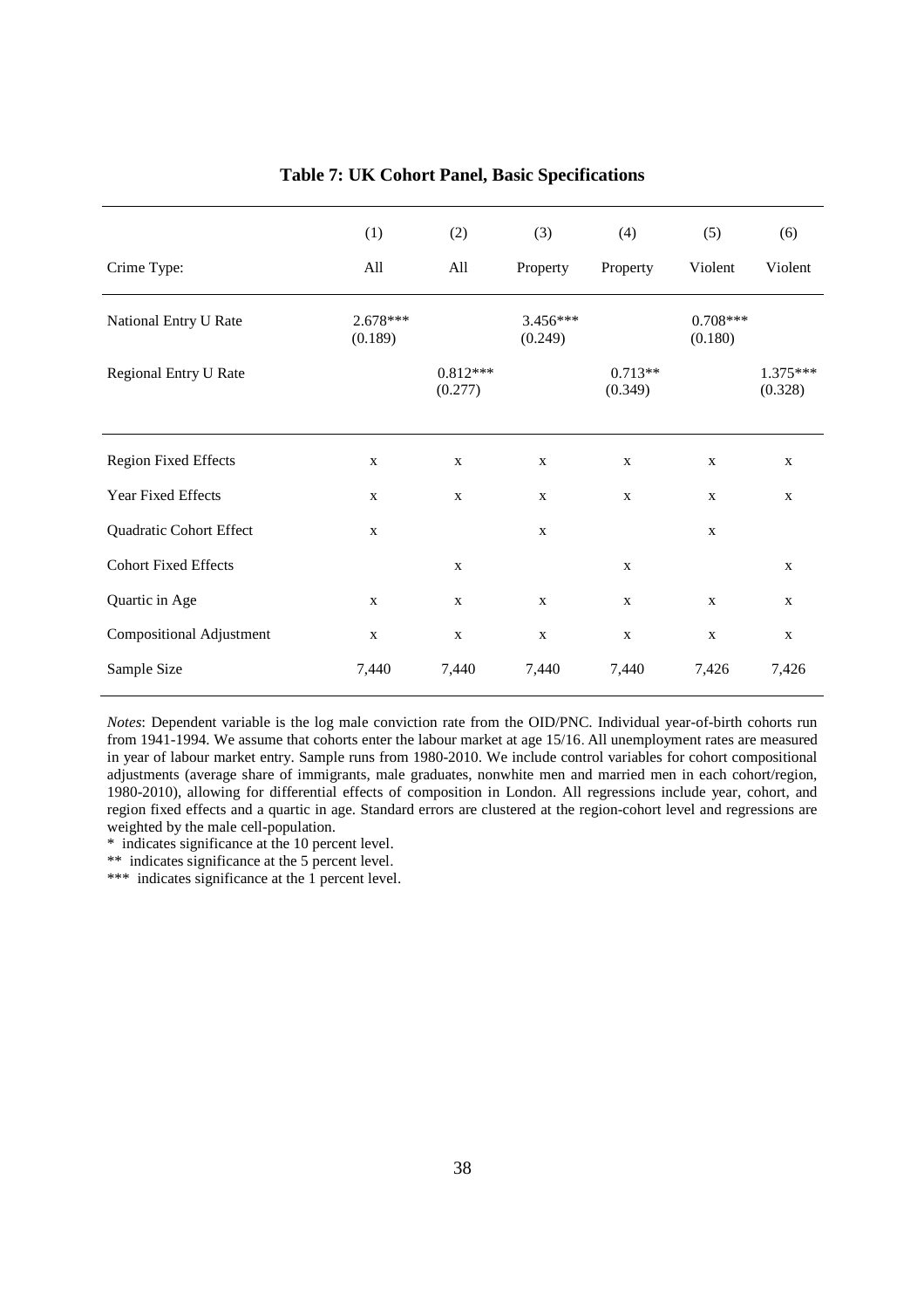**Table 7: UK Cohort Panel, Basic Specifications**

| | (1) | (2) | (3) | (4) | (5) | (6) |
|---|---|---|---|---|---|---|
| Crime Type: | All | All | Property | Property | Violent | Violent |
| National Entry U Rate | 2.678***<br>(0.189) | | 3.456***<br>(0.249) | | 0.708***<br>(0.180) | |
| Regional Entry U Rate | | 0.812***<br>(0.277) | | 0.713**<br>(0.349) | | 1.375***<br>(0.328) |
| Region Fixed Effects | x | x | x | x | x | x |
| Year Fixed Effects | x | x | x | x | x | x |
| Quadratic Cohort Effect | x | | x | | x | |
| Cohort Fixed Effects | | x | | x | | x |
| Quartic in Age | x | x | x | x | x | x |
| Compositional Adjustment | x | x | x | x | x | x |
| Sample Size | 7,440 | 7,440 | 7,440 | 7,440 | 7,426 | 7,426 |

*Notes*: Dependent variable is the log male conviction rate from the OID/PNC. Individual year-of-birth cohorts run from 1941-1994. We assume that cohorts enter the labour market at age 15/16. All unemployment rates are measured in year of labour market entry. Sample runs from 1980-2010. We include control variables for cohort compositional adjustments (average share of immigrants, male graduates, nonwhite men and married men in each cohort/region, 1980-2010), allowing for differential effects of composition in London. All regressions include year, cohort, and region fixed effects and a quartic in age. Standard errors are clustered at the region-cohort level and regressions are weighted by the male cell-population.

\* indicates significance at the 10 percent level.

\** indicates significance at the 5 percent level.

\*** indicates significance at the 1 percent level.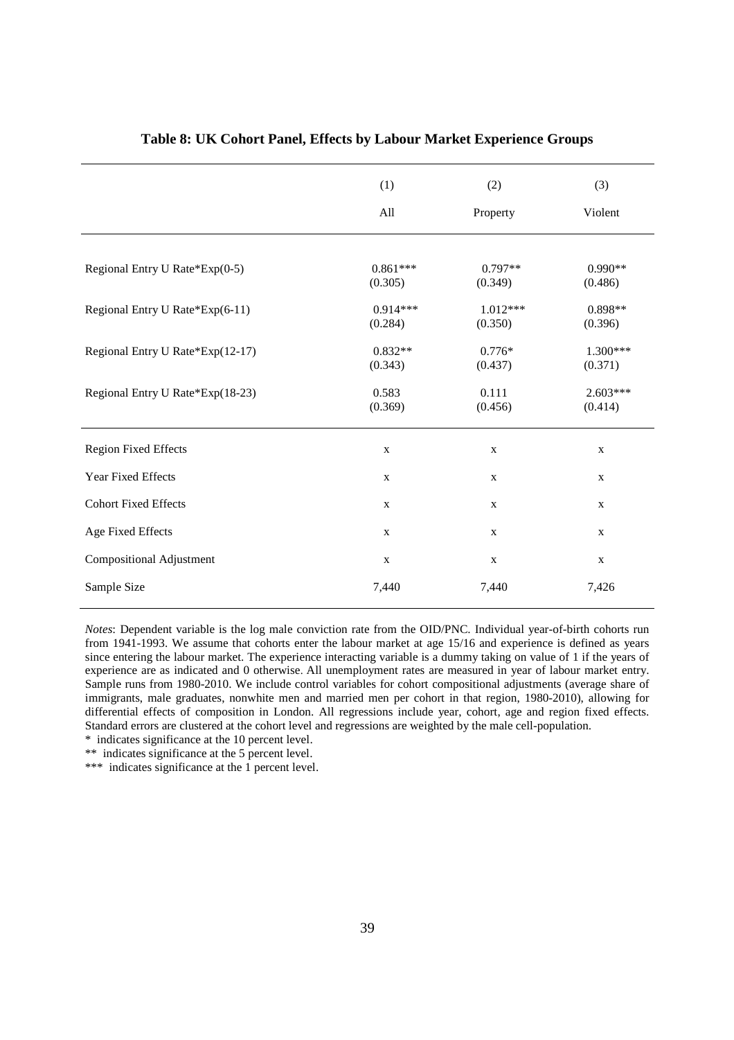**Table 8: UK Cohort Panel, Effects by Labour Market Experience Groups**

| | (1) | (2) | (3) |
|---|---|---|---|
| | All | Property | Violent |
| Regional Entry U Rate*Exp(0-5) | 0.861*** | 0.797** | 0.990** |
| | (0.305) | (0.349) | (0.486) |
| Regional Entry U Rate*Exp(6-11) | 0.914*** | 1.012*** | 0.898** |
| | (0.284) | (0.350) | (0.396) |
| Regional Entry U Rate*Exp(12-17) | 0.832** | 0.776* | 1.300*** |
| | (0.343) | (0.437) | (0.371) |
| Regional Entry U Rate*Exp(18-23) | 0.583 | 0.111 | 2.603*** |
| | (0.369) | (0.456) | (0.414) |
| Region Fixed Effects | x | x | x |
| Year Fixed Effects | x | x | x |
| Cohort Fixed Effects | x | x | x |
| Age Fixed Effects | x | x | x |
| Compositional Adjustment | x | x | x |
| Sample Size | 7,440 | 7,440 | 7,426 |

*Notes*: Dependent variable is the log male conviction rate from the OID/PNC. Individual year-of-birth cohorts run from 1941-1993. We assume that cohorts enter the labour market at age 15/16 and experience is defined as years since entering the labour market. The experience interacting variable is a dummy taking on value of 1 if the years of experience are as indicated and 0 otherwise. All unemployment rates are measured in year of labour market entry. Sample runs from 1980-2010. We include control variables for cohort compositional adjustments (average share of immigrants, male graduates, nonwhite men and married men per cohort in that region, 1980-2010), allowing for differential effects of composition in London. All regressions include year, cohort, age and region fixed effects. Standard errors are clustered at the cohort level and regressions are weighted by the male cell-population.

\* indicates significance at the 10 percent level.

\*\* indicates significance at the 5 percent level.

\*\*\* indicates significance at the 1 percent level.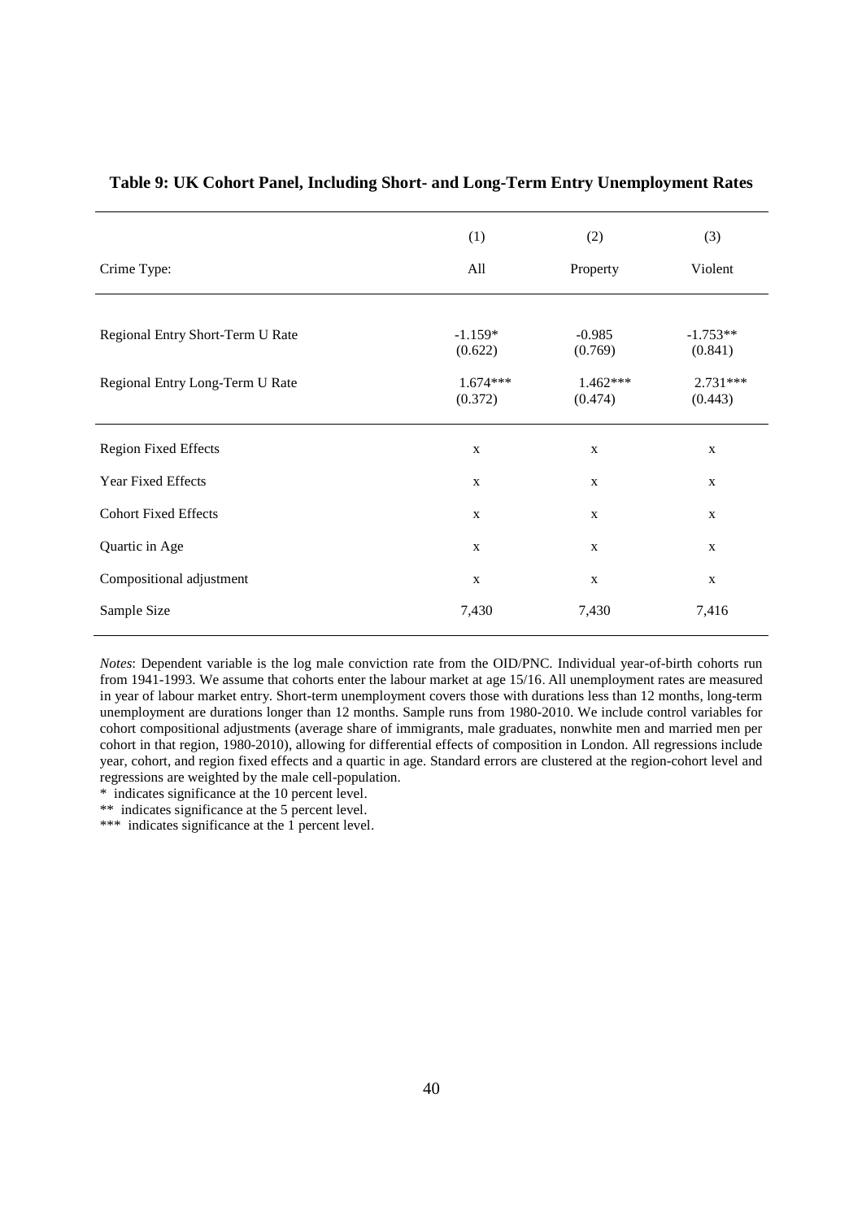**Table 9: UK Cohort Panel, Including Short- and Long-Term Entry Unemployment Rates**

| | (1) | (2) | (3) |
|---|---|---|---|
| Crime Type: | All | Property | Violent |
| Regional Entry Short-Term U Rate | -1.159*<br>(0.622) | -0.985<br>(0.769) | -1.753**<br>(0.841) |
| Regional Entry Long-Term U Rate | 1.674***<br>(0.372) | 1.462***<br>(0.474) | 2.731***<br>(0.443) |
| Region Fixed Effects | x | x | x |
| Year Fixed Effects | x | x | x |
| Cohort Fixed Effects | x | x | x |
| Quartic in Age | x | x | x |
| Compositional adjustment | x | x | x |
| Sample Size | 7,430 | 7,430 | 7,416 |

*Notes*: Dependent variable is the log male conviction rate from the OID/PNC. Individual year-of-birth cohorts run from 1941-1993. We assume that cohorts enter the labour market at age 15/16. All unemployment rates are measured in year of labour market entry. Short-term unemployment covers those with durations less than 12 months, long-term unemployment are durations longer than 12 months. Sample runs from 1980-2010. We include control variables for cohort compositional adjustments (average share of immigrants, male graduates, nonwhite men and married men per cohort in that region, 1980-2010), allowing for differential effects of composition in London. All regressions include year, cohort, and region fixed effects and a quartic in age. Standard errors are clustered at the region-cohort level and regressions are weighted by the male cell-population.

\* indicates significance at the 10 percent level.

\** indicates significance at the 5 percent level.

\*** indicates significance at the 1 percent level.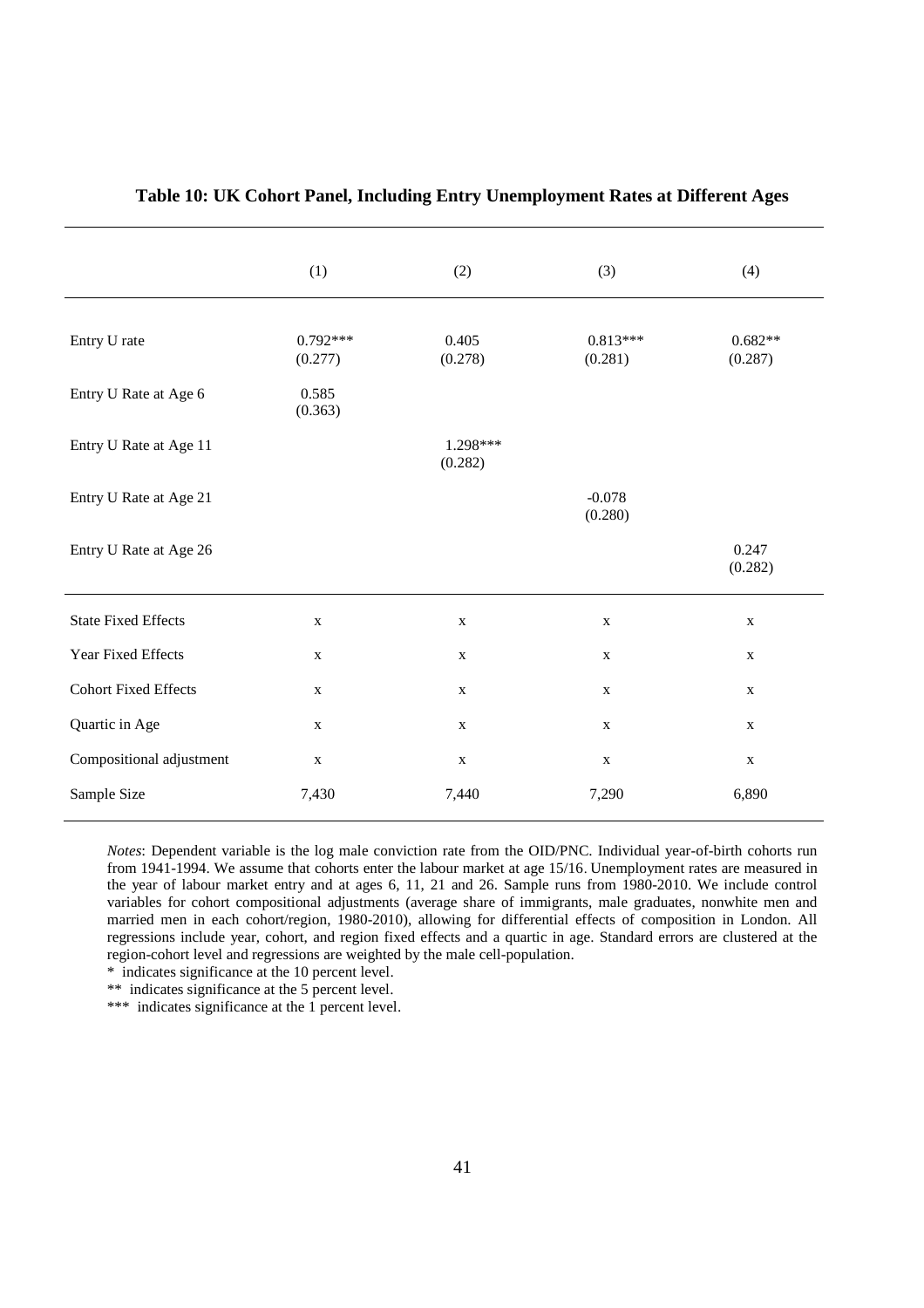**Table 10: UK Cohort Panel, Including Entry Unemployment Rates at Different Ages**

| | (1) | (2) | (3) | (4) |
|---|---|---|---|---|
| Entry U rate | 0.792*** (0.277) | 0.405 (0.278) | 0.813*** (0.281) | 0.682** (0.287) |
| Entry U Rate at Age 6 | 0.585 (0.363) | | | |
| Entry U Rate at Age 11 | | 1.298*** (0.282) | | |
| Entry U Rate at Age 21 | | | -0.078 (0.280) | |
| Entry U Rate at Age 26 | | | | 0.247 (0.282) |
| State Fixed Effects | x | x | x | x |
| Year Fixed Effects | x | x | x | x |
| Cohort Fixed Effects | x | x | x | x |
| Quartic in Age | x | x | x | x |
| Compositional adjustment | x | x | x | x |
| Sample Size | 7,430 | 7,440 | 7,290 | 6,890 |

*Notes*: Dependent variable is the log male conviction rate from the OID/PNC. Individual year-of-birth cohorts run from 1941-1994. We assume that cohorts enter the labour market at age 15/16. Unemployment rates are measured in the year of labour market entry and at ages 6, 11, 21 and 26. Sample runs from 1980-2010. We include control variables for cohort compositional adjustments (average share of immigrants, male graduates, nonwhite men and married men in each cohort/region, 1980-2010), allowing for differential effects of composition in London. All regressions include year, cohort, and region fixed effects and a quartic in age. Standard errors are clustered at the region-cohort level and regressions are weighted by the male cell-population.

\* indicates significance at the 10 percent level.

** indicates significance at the 5 percent level.

*** indicates significance at the 1 percent level.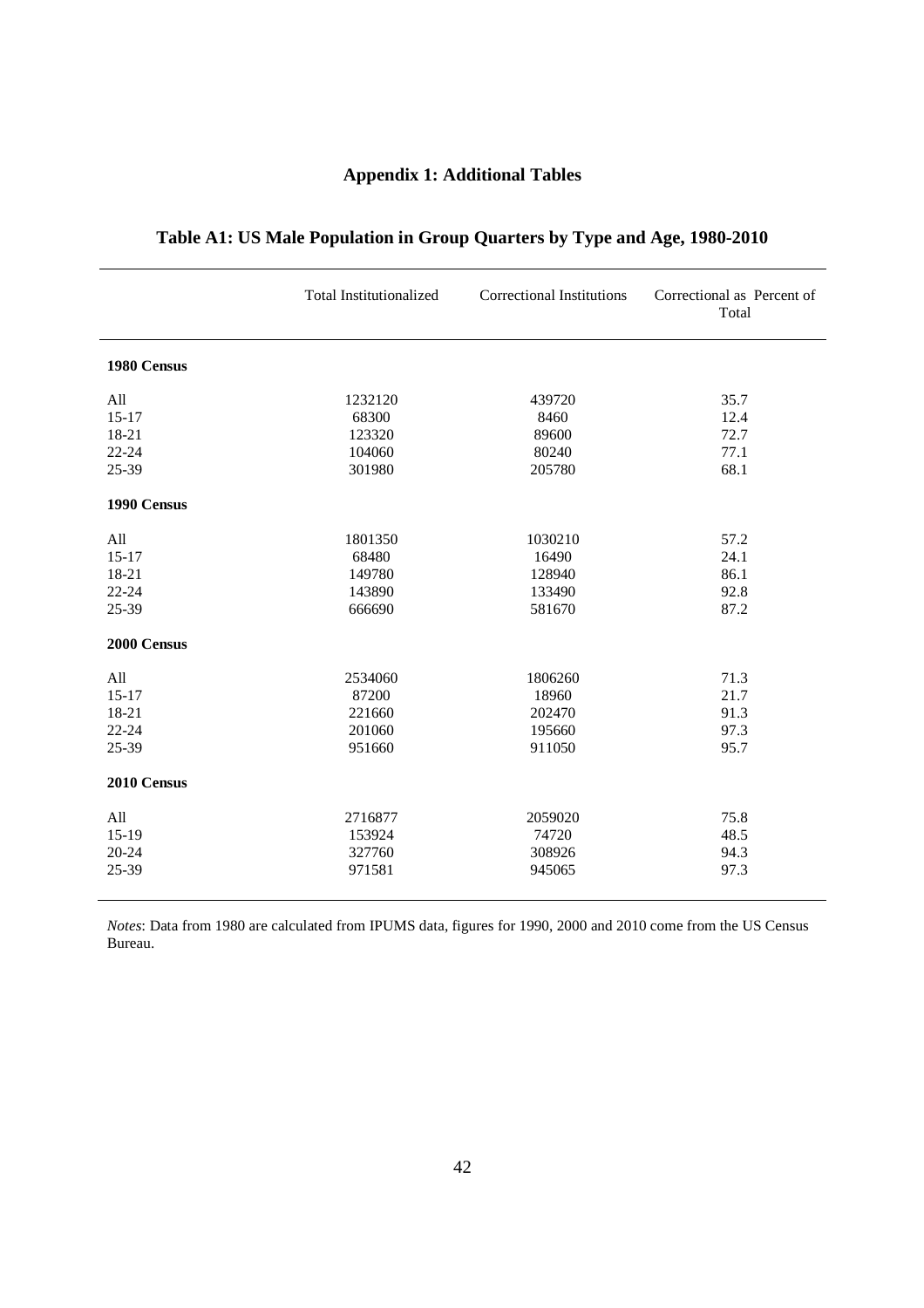# Appendix 1: Additional Tables

## Table A1: US Male Population in Group Quarters by Type and Age, 1980-2010

| | Total Institutionalized | Correctional Institutions | Correctional as Percent of Total |
|---|---|---|---|
| **1980 Census** | | | |
| All | 1232120 | 439720 | 35.7 |
| 15-17 | 68300 | 8460 | 12.4 |
| 18-21 | 123320 | 89600 | 72.7 |
| 22-24 | 104060 | 80240 | 77.1 |
| 25-39 | 301980 | 205780 | 68.1 |
| **1990 Census** | | | |
| All | 1801350 | 1030210 | 57.2 |
| 15-17 | 68480 | 16490 | 24.1 |
| 18-21 | 149780 | 128940 | 86.1 |
| 22-24 | 143890 | 133490 | 92.8 |
| 25-39 | 666690 | 581670 | 87.2 |
| **2000 Census** | | | |
| All | 2534060 | 1806260 | 71.3 |
| 15-17 | 87200 | 18960 | 21.7 |
| 18-21 | 221660 | 202470 | 91.3 |
| 22-24 | 201060 | 195660 | 97.3 |
| 25-39 | 951660 | 911050 | 95.7 |
| **2010 Census** | | | |
| All | 2716877 | 2059020 | 75.8 |
| 15-19 | 153924 | 74720 | 48.5 |
| 20-24 | 327760 | 308926 | 94.3 |
| 25-39 | 971581 | 945065 | 97.3 |

*Notes*: Data from 1980 are calculated from IPUMS data, figures for 1990, 2000 and 2010 come from the US Census Bureau.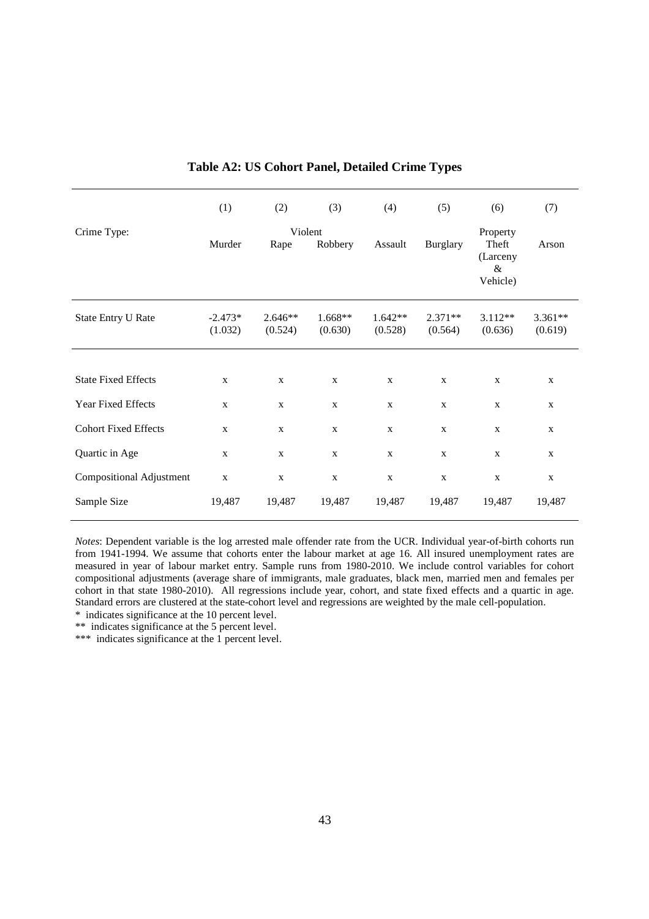**Table A2: US Cohort Panel, Detailed Crime Types**

| | (1) | (2) | (3) | (4) | (5) | (6) | (7) |
|---|---|---|---|---|---|---|---|
| Crime Type: | | Violent | | | | Property | |
| | Murder | Rape | Robbery | Assault | Burglary | Theft (Larceny & Vehicle) | Arson |
| State Entry U Rate | -2.473* (1.032) | 2.646** (0.524) | 1.668** (0.630) | 1.642** (0.528) | 2.371** (0.564) | 3.112** (0.636) | 3.361** (0.619) |
| State Fixed Effects | x | x | x | x | x | x | x |
| Year Fixed Effects | x | x | x | x | x | x | x |
| Cohort Fixed Effects | x | x | x | x | x | x | x |
| Quartic in Age | x | x | x | x | x | x | x |
| Compositional Adjustment | x | x | x | x | x | x | x |
| Sample Size | 19,487 | 19,487 | 19,487 | 19,487 | 19,487 | 19,487 | 19,487 |

*Notes*: Dependent variable is the log arrested male offender rate from the UCR. Individual year-of-birth cohorts run from 1941-1994. We assume that cohorts enter the labour market at age 16. All insured unemployment rates are measured in year of labour market entry. Sample runs from 1980-2010. We include control variables for cohort compositional adjustments (average share of immigrants, male graduates, black men, married men and females per cohort in that state 1980-2010). All regressions include year, cohort, and state fixed effects and a quartic in age. Standard errors are clustered at the state-cohort level and regressions are weighted by the male cell-population.

\* indicates significance at the 10 percent level.

\** indicates significance at the 5 percent level.

\*** indicates significance at the 1 percent level.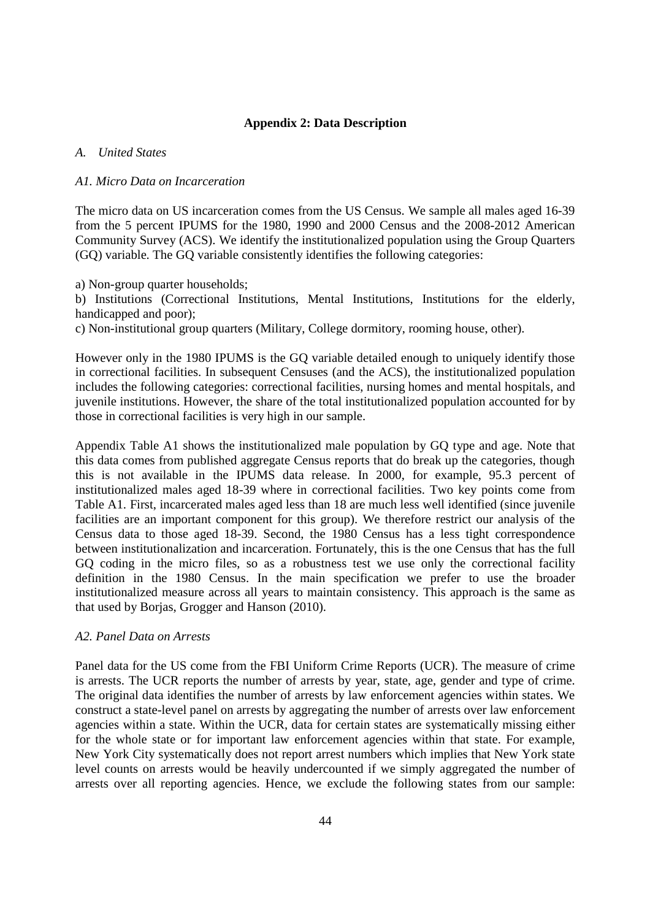## Appendix 2: Data Description

### *A. United States*

#### *A1. Micro Data on Incarceration*

The micro data on US incarceration comes from the US Census. We sample all males aged 16-39 from the 5 percent IPUMS for the 1980, 1990 and 2000 Census and the 2008-2012 American Community Survey (ACS). We identify the institutionalized population using the Group Quarters (GQ) variable. The GQ variable consistently identifies the following categories:

a) Non-group quarter households;

b) Institutions (Correctional Institutions, Mental Institutions, Institutions for the elderly, handicapped and poor);

c) Non-institutional group quarters (Military, College dormitory, rooming house, other).

However only in the 1980 IPUMS is the GQ variable detailed enough to uniquely identify those in correctional facilities. In subsequent Censuses (and the ACS), the institutionalized population includes the following categories: correctional facilities, nursing homes and mental hospitals, and juvenile institutions. However, the share of the total institutionalized population accounted for by those in correctional facilities is very high in our sample.

Appendix Table A1 shows the institutionalized male population by GQ type and age. Note that this data comes from published aggregate Census reports that do break up the categories, though this is not available in the IPUMS data release. In 2000, for example, 95.3 percent of institutionalized males aged 18-39 where in correctional facilities. Two key points come from Table A1. First, incarcerated males aged less than 18 are much less well identified (since juvenile facilities are an important component for this group). We therefore restrict our analysis of the Census data to those aged 18-39. Second, the 1980 Census has a less tight correspondence between institutionalization and incarceration. Fortunately, this is the one Census that has the full GQ coding in the micro files, so as a robustness test we use only the correctional facility definition in the 1980 Census. In the main specification we prefer to use the broader institutionalized measure across all years to maintain consistency. This approach is the same as that used by Borjas, Grogger and Hanson (2010).

#### *A2. Panel Data on Arrests*

Panel data for the US come from the FBI Uniform Crime Reports (UCR). The measure of crime is arrests. The UCR reports the number of arrests by year, state, age, gender and type of crime. The original data identifies the number of arrests by law enforcement agencies within states. We construct a state-level panel on arrests by aggregating the number of arrests over law enforcement agencies within a state. Within the UCR, data for certain states are systematically missing either for the whole state or for important law enforcement agencies within that state. For example, New York City systematically does not report arrest numbers which implies that New York state level counts on arrests would be heavily undercounted if we simply aggregated the number of arrests over all reporting agencies. Hence, we exclude the following states from our sample: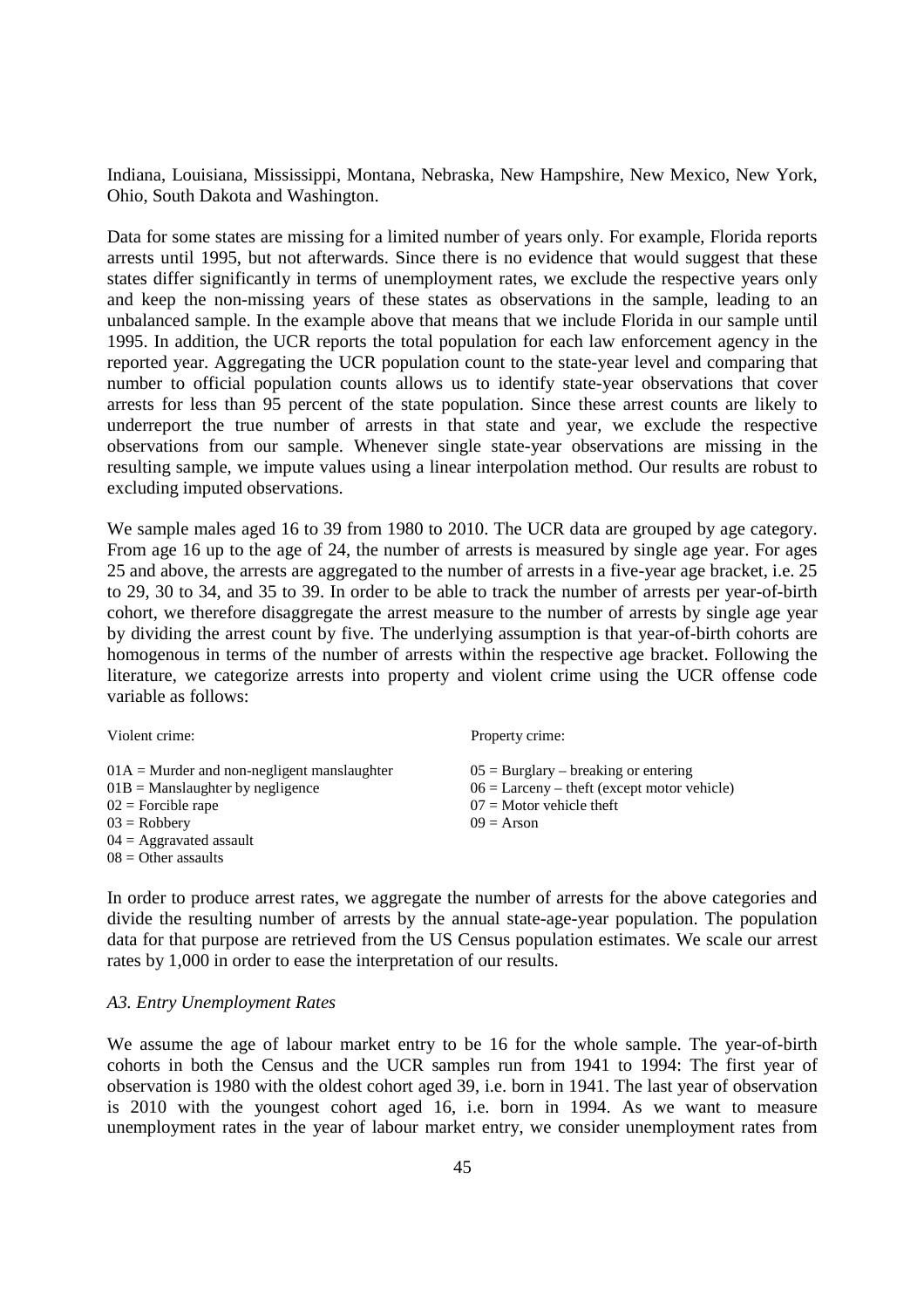Indiana, Louisiana, Mississippi, Montana, Nebraska, New Hampshire, New Mexico, New York, Ohio, South Dakota and Washington.

Data for some states are missing for a limited number of years only. For example, Florida reports arrests until 1995, but not afterwards. Since there is no evidence that would suggest that these states differ significantly in terms of unemployment rates, we exclude the respective years only and keep the non-missing years of these states as observations in the sample, leading to an unbalanced sample. In the example above that means that we include Florida in our sample until 1995. In addition, the UCR reports the total population for each law enforcement agency in the reported year. Aggregating the UCR population count to the state-year level and comparing that number to official population counts allows us to identify state-year observations that cover arrests for less than 95 percent of the state population. Since these arrest counts are likely to underreport the true number of arrests in that state and year, we exclude the respective observations from our sample. Whenever single state-year observations are missing in the resulting sample, we impute values using a linear interpolation method. Our results are robust to excluding imputed observations.

We sample males aged 16 to 39 from 1980 to 2010. The UCR data are grouped by age category. From age 16 up to the age of 24, the number of arrests is measured by single age year. For ages 25 and above, the arrests are aggregated to the number of arrests in a five-year age bracket, i.e. 25 to 29, 30 to 34, and 35 to 39. In order to be able to track the number of arrests per year-of-birth cohort, we therefore disaggregate the arrest measure to the number of arrests by single age year by dividing the arrest count by five. The underlying assumption is that year-of-birth cohorts are homogenous in terms of the number of arrests within the respective age bracket. Following the literature, we categorize arrests into property and violent crime using the UCR offense code variable as follows:

| Violent crime: | Property crime: |
|---|---|
| 01A = Murder and non-negligent manslaughter | 05 = Burglary – breaking or entering |
| 01B = Manslaughter by negligence | 06 = Larceny – theft (except motor vehicle) |
| 02 = Forcible rape | 07 = Motor vehicle theft |
| 03 = Robbery | 09 = Arson |
| 04 = Aggravated assault | |
| 08 = Other assaults | |

In order to produce arrest rates, we aggregate the number of arrests for the above categories and divide the resulting number of arrests by the annual state-age-year population. The population data for that purpose are retrieved from the US Census population estimates. We scale our arrest rates by 1,000 in order to ease the interpretation of our results.

*A3. Entry Unemployment Rates*

We assume the age of labour market entry to be 16 for the whole sample. The year-of-birth cohorts in both the Census and the UCR samples run from 1941 to 1994: The first year of observation is 1980 with the oldest cohort aged 39, i.e. born in 1941. The last year of observation is 2010 with the youngest cohort aged 16, i.e. born in 1994. As we want to measure unemployment rates in the year of labour market entry, we consider unemployment rates from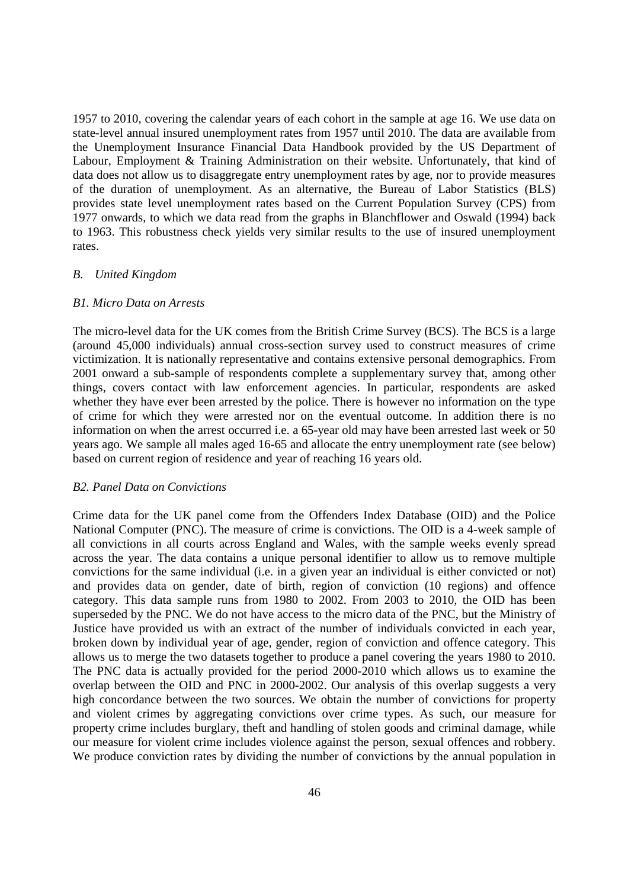1957 to 2010, covering the calendar years of each cohort in the sample at age 16. We use data on state-level annual insured unemployment rates from 1957 until 2010. The data are available from the Unemployment Insurance Financial Data Handbook provided by the US Department of Labour, Employment & Training Administration on their website. Unfortunately, that kind of data does not allow us to disaggregate entry unemployment rates by age, nor to provide measures of the duration of unemployment. As an alternative, the Bureau of Labor Statistics (BLS) provides state level unemployment rates based on the Current Population Survey (CPS) from 1977 onwards, to which we data read from the graphs in Blanchflower and Oswald (1994) back to 1963. This robustness check yields very similar results to the use of insured unemployment rates.

### *B. United Kingdom*

#### *B1. Micro Data on Arrests*

The micro-level data for the UK comes from the British Crime Survey (BCS). The BCS is a large (around 45,000 individuals) annual cross-section survey used to construct measures of crime victimization. It is nationally representative and contains extensive personal demographics. From 2001 onward a sub-sample of respondents complete a supplementary survey that, among other things, covers contact with law enforcement agencies. In particular, respondents are asked whether they have ever been arrested by the police. There is however no information on the type of crime for which they were arrested nor on the eventual outcome. In addition there is no information on when the arrest occurred i.e. a 65-year old may have been arrested last week or 50 years ago. We sample all males aged 16-65 and allocate the entry unemployment rate (see below) based on current region of residence and year of reaching 16 years old.

#### *B2. Panel Data on Convictions*

Crime data for the UK panel come from the Offenders Index Database (OID) and the Police National Computer (PNC). The measure of crime is convictions. The OID is a 4-week sample of all convictions in all courts across England and Wales, with the sample weeks evenly spread across the year. The data contains a unique personal identifier to allow us to remove multiple convictions for the same individual (i.e. in a given year an individual is either convicted or not) and provides data on gender, date of birth, region of conviction (10 regions) and offence category. This data sample runs from 1980 to 2002. From 2003 to 2010, the OID has been superseded by the PNC. We do not have access to the micro data of the PNC, but the Ministry of Justice have provided us with an extract of the number of individuals convicted in each year, broken down by individual year of age, gender, region of conviction and offence category. This allows us to merge the two datasets together to produce a panel covering the years 1980 to 2010. The PNC data is actually provided for the period 2000-2010 which allows us to examine the overlap between the OID and PNC in 2000-2002. Our analysis of this overlap suggests a very high concordance between the two sources. We obtain the number of convictions for property and violent crimes by aggregating convictions over crime types. As such, our measure for property crime includes burglary, theft and handling of stolen goods and criminal damage, while our measure for violent crime includes violence against the person, sexual offences and robbery. We produce conviction rates by dividing the number of convictions by the annual population in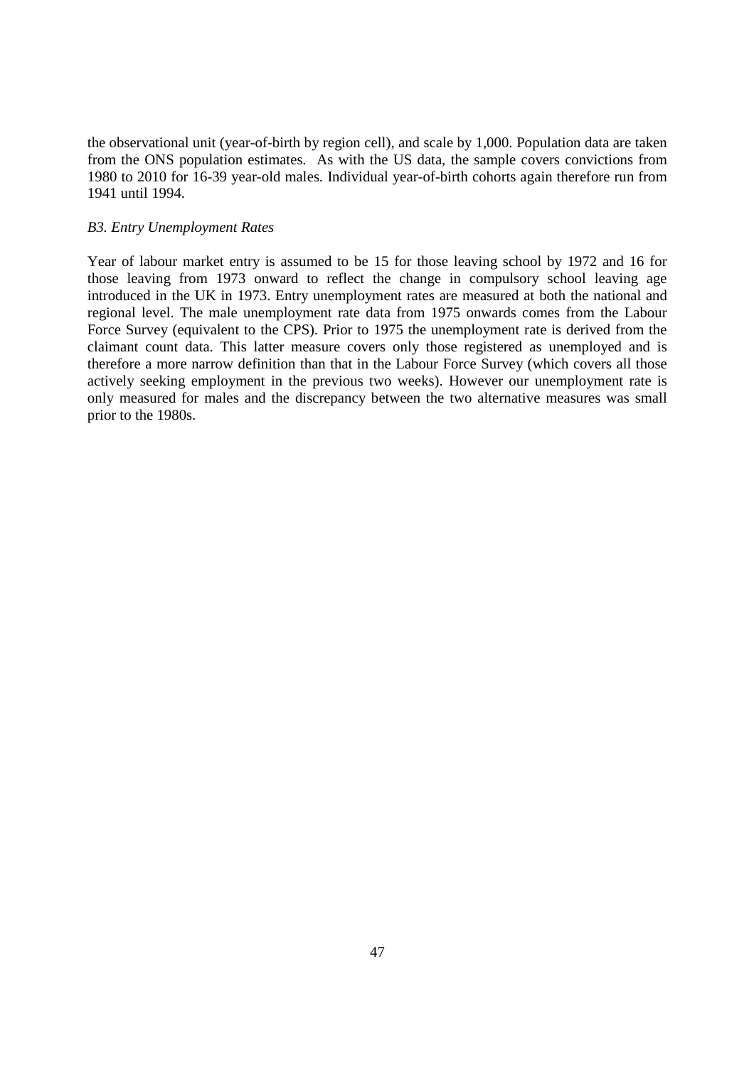the observational unit (year-of-birth by region cell), and scale by 1,000. Population data are taken from the ONS population estimates. As with the US data, the sample covers convictions from 1980 to 2010 for 16-39 year-old males. Individual year-of-birth cohorts again therefore run from 1941 until 1994.

### *B3. Entry Unemployment Rates*

Year of labour market entry is assumed to be 15 for those leaving school by 1972 and 16 for those leaving from 1973 onward to reflect the change in compulsory school leaving age introduced in the UK in 1973. Entry unemployment rates are measured at both the national and regional level. The male unemployment rate data from 1975 onwards comes from the Labour Force Survey (equivalent to the CPS). Prior to 1975 the unemployment rate is derived from the claimant count data. This latter measure covers only those registered as unemployed and is therefore a more narrow definition than that in the Labour Force Survey (which covers all those actively seeking employment in the previous two weeks). However our unemployment rate is only measured for males and the discrepancy between the two alternative measures was small prior to the 1980s.